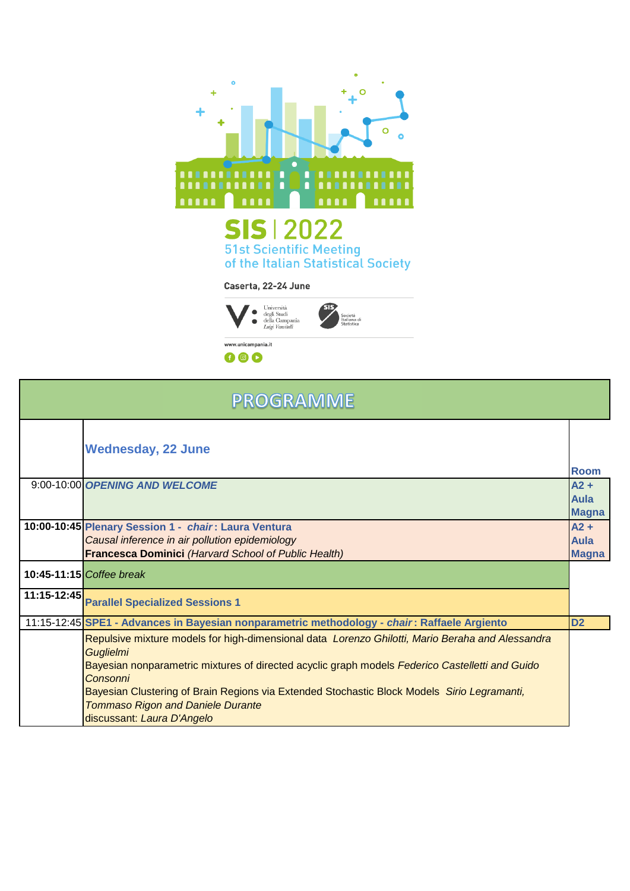# SIS | 2022

51st Scientific Meeting of the Italian Statistical Society

Caserta, 22-24 June

Università degli Studi della Campania *Luigi Vanvitelli*

SIS Società Italiana di Statistica

www.unicampania.it

## PROGRAMME

| | **Wednesday, 22 June** | **Room** |
|---|---|---|
| 9:00-10:00 | ***OPENING AND WELCOME*** | **A2 + Aula Magna** |
| **10:00-10:45** | **Plenary Session 1 - *chair*: Laura Ventura**<br>*Causal inference in air pollution epidemiology*<br>**Francesca Dominici** *(Harvard School of Public Health)* | **A2 + Aula Magna** |
| **10:45-11:15** | *Coffee break* | |
| **11:15-12:45** | **Parallel Specialized Sessions 1** | |
| 11:15-12:45 | **SPE1 - Advances in Bayesian nonparametric methodology - *chair*: Raffaele Argiento** | **D2** |
| | Repulsive mixture models for high-dimensional data *Lorenzo Ghilotti, Mario Beraha and Alessandra Guglielmi*<br>Bayesian nonparametric mixtures of directed acyclic graph models *Federico Castelletti and Guido Consonni*<br>Bayesian Clustering of Brain Regions via Extended Stochastic Block Models *Sirio Legramanti, Tommaso Rigon and Daniele Durante*<br>discussant: *Laura D'Angelo* | |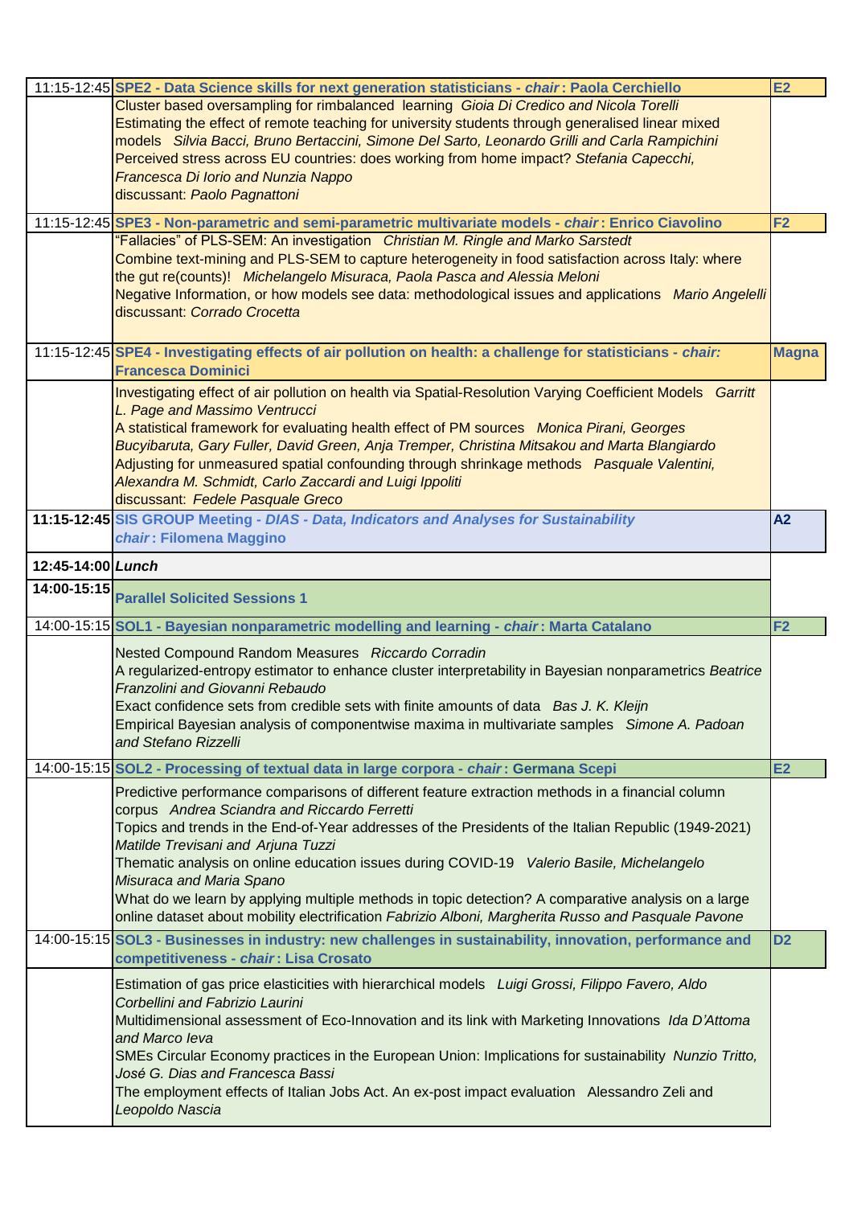| Time | Session | Room |
|---|---|---|
| 11:15-12:45 | **SPE2 - Data Science skills for next generation statisticians - *chair*: Paola Cerchiello** | **E2** |
| | Cluster based oversampling for rimbalanced learning *Gioia Di Credico and Nicola Torelli*<br>Estimating the effect of remote teaching for university students through generalised linear mixed models *Silvia Bacci, Bruno Bertaccini, Simone Del Sarto, Leonardo Grilli and Carla Rampichini*<br>Perceived stress across EU countries: does working from home impact? *Stefania Capecchi, Francesca Di Iorio and Nunzia Nappo*<br>discussant: *Paolo Pagnattoni* | |
| 11:15-12:45 | **SPE3 - Non-parametric and semi-parametric multivariate models - *chair*: Enrico Ciavolino** | **F2** |
| | "Fallacies" of PLS-SEM: An investigation *Christian M. Ringle and Marko Sarstedt*<br>Combine text-mining and PLS-SEM to capture heterogeneity in food satisfaction across Italy: where the gut re(counts)! *Michelangelo Misuraca, Paola Pasca and Alessia Meloni*<br>Negative Information, or how models see data: methodological issues and applications *Mario Angelelli*<br>discussant: *Corrado Crocetta* | |
| 11:15-12:45 | **SPE4 - Investigating effects of air pollution on health: a challenge for statisticians - *chair:* Francesca Dominici** | **Magna** |
| | Investigating effect of air pollution on health via Spatial-Resolution Varying Coefficient Models *Garritt L. Page and Massimo Ventrucci*<br>A statistical framework for evaluating health effect of PM sources *Monica Pirani, Georges Bucyibaruta, Gary Fuller, David Green, Anja Tremper, Christina Mitsakou and Marta Blangiardo*<br>Adjusting for unmeasured spatial confounding through shrinkage methods *Pasquale Valentini, Alexandra M. Schmidt, Carlo Zaccardi and Luigi Ippoliti*<br>discussant: *Fedele Pasquale Greco* | |
| **11:15-12:45** | **SIS GROUP Meeting - *DIAS - Data, Indicators and Analyses for Sustainability*<br>*chair*: Filomena Maggino** | **A2** |
| **12:45-14:00** | ***Lunch*** | |
| **14:00-15:15** | **Parallel Solicited Sessions 1** | |
| 14:00-15:15 | **SOL1 - Bayesian nonparametric modelling and learning - *chair*: Marta Catalano** | **F2** |
| | Nested Compound Random Measures *Riccardo Corradin*<br>A regularized-entropy estimator to enhance cluster interpretability in Bayesian nonparametrics *Beatrice Franzolini and Giovanni Rebaudo*<br>Exact confidence sets from credible sets with finite amounts of data *Bas J. K. Kleijn*<br>Empirical Bayesian analysis of componentwise maxima in multivariate samples *Simone A. Padoan and Stefano Rizzelli* | |
| 14:00-15:15 | **SOL2 - Processing of textual data in large corpora - *chair*: Germana Scepi** | **E2** |
| | Predictive performance comparisons of different feature extraction methods in a financial column corpus *Andrea Sciandra and Riccardo Ferretti*<br>Topics and trends in the End-of-Year addresses of the Presidents of the Italian Republic (1949-2021) *Matilde Trevisani and Arjuna Tuzzi*<br>Thematic analysis on online education issues during COVID-19 *Valerio Basile, Michelangelo Misuraca and Maria Spano*<br>What do we learn by applying multiple methods in topic detection? A comparative analysis on a large online dataset about mobility electrification *Fabrizio Alboni, Margherita Russo and Pasquale Pavone* | |
| 14:00-15:15 | **SOL3 - Businesses in industry: new challenges in sustainability, innovation, performance and competitiveness - *chair*: Lisa Crosato** | **D2** |
| | Estimation of gas price elasticities with hierarchical models *Luigi Grossi, Filippo Favero, Aldo Corbellini and Fabrizio Laurini*<br>Multidimensional assessment of Eco-Innovation and its link with Marketing Innovations *Ida D'Attoma and Marco Ieva*<br>SMEs Circular Economy practices in the European Union: Implications for sustainability *Nunzio Tritto, José G. Dias and Francesca Bassi*<br>The employment effects of Italian Jobs Act. An ex-post impact evaluation Alessandro Zeli and *Leopoldo Nascia* | |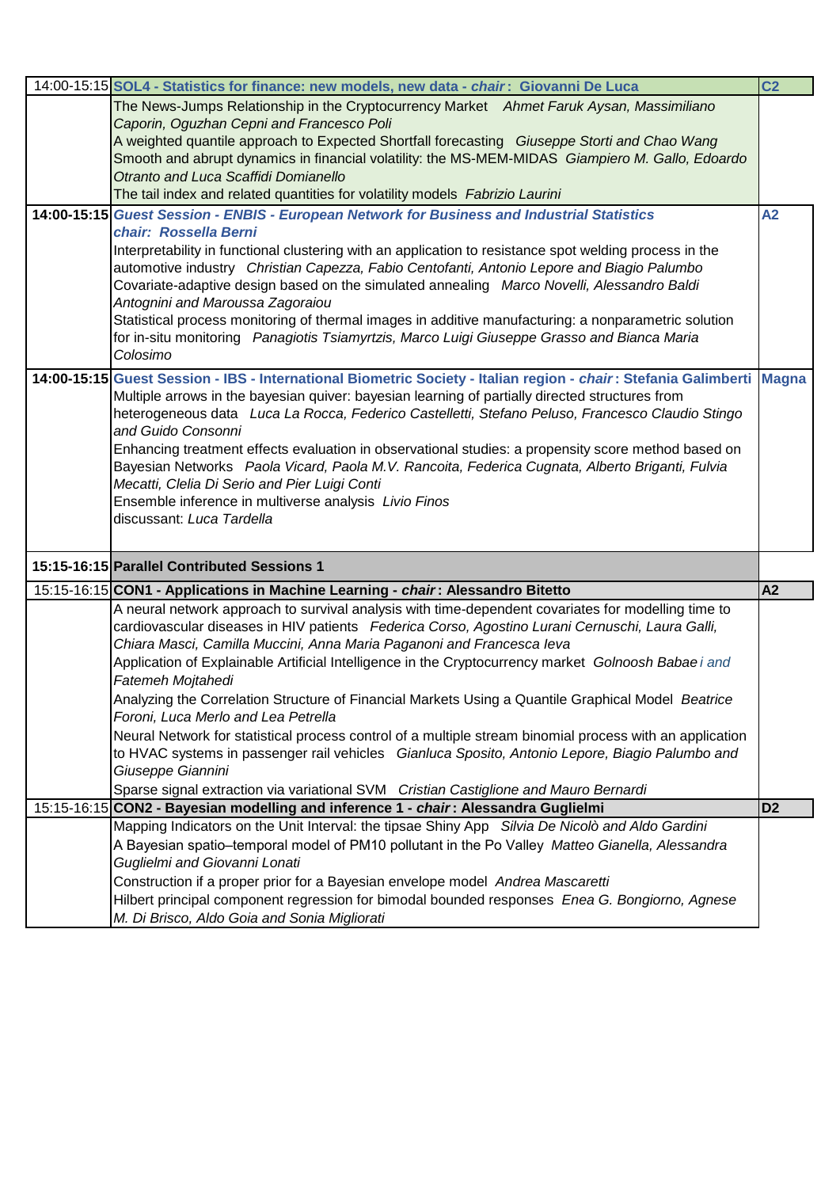| Time | Session | Room |
|---|---|---|
| 14:00-15:15 | **SOL4 - Statistics for finance: new models, new data - *chair*: Giovanni De Luca** | **C2** |
| | The News-Jumps Relationship in the Cryptocurrency Market *Ahmet Faruk Aysan, Massimiliano Caporin, Oguzhan Cepni and Francesco Poli*<br>A weighted quantile approach to Expected Shortfall forecasting *Giuseppe Storti and Chao Wang*<br>Smooth and abrupt dynamics in financial volatility: the MS-MEM-MIDAS *Giampiero M. Gallo, Edoardo Otranto and Luca Scaffidi Domianello*<br>The tail index and related quantities for volatility models *Fabrizio Laurini* | |
| **14:00-15:15** | ***Guest Session - ENBIS - European Network for Business and Industrial Statistics*** <br>***chair: Rossella Berni*** | **A2** |
| | Interpretability in functional clustering with an application to resistance spot welding process in the automotive industry *Christian Capezza, Fabio Centofanti, Antonio Lepore and Biagio Palumbo*<br>Covariate-adaptive design based on the simulated annealing *Marco Novelli, Alessandro Baldi Antognini and Maroussa Zagoraiou*<br>Statistical process monitoring of thermal images in additive manufacturing: a nonparametric solution for in-situ monitoring *Panagiotis Tsiamyrtzis, Marco Luigi Giuseppe Grasso and Bianca Maria Colosimo* | |
| **14:00-15:15** | **Guest Session - IBS - International Biometric Society - Italian region - *chair*: Stefania Galimberti** | **Magna** |
| | Multiple arrows in the bayesian quiver: bayesian learning of partially directed structures from heterogeneous data *Luca La Rocca, Federico Castelletti, Stefano Peluso, Francesco Claudio Stingo and Guido Consonni*<br>Enhancing treatment effects evaluation in observational studies: a propensity score method based on Bayesian Networks *Paola Vicard, Paola M.V. Rancoita, Federica Cugnata, Alberto Briganti, Fulvia Mecatti, Clelia Di Serio and Pier Luigi Conti*<br>Ensemble inference in multiverse analysis *Livio Finos*<br>discussant: *Luca Tardella* | |
| **15:15-16:15** | **Parallel Contributed Sessions 1** | |
| 15:15-16:15 | **CON1 - Applications in Machine Learning - *chair*: Alessandro Bitetto** | **A2** |
| | A neural network approach to survival analysis with time-dependent covariates for modelling time to cardiovascular diseases in HIV patients *Federica Corso, Agostino Lurani Cernuschi, Laura Galli, Chiara Masci, Camilla Muccini, Anna Maria Paganoni and Francesca Ieva*<br>Application of Explainable Artificial Intelligence in the Cryptocurrency market *Golnoosh Babaei and Fatemeh Mojtahedi*<br>Analyzing the Correlation Structure of Financial Markets Using a Quantile Graphical Model *Beatrice Foroni, Luca Merlo and Lea Petrella*<br>Neural Network for statistical process control of a multiple stream binomial process with an application to HVAC systems in passenger rail vehicles *Gianluca Sposito, Antonio Lepore, Biagio Palumbo and Giuseppe Giannini*<br>Sparse signal extraction via variational SVM *Cristian Castiglione and Mauro Bernardi* | |
| 15:15-16:15 | **CON2 - Bayesian modelling and inference 1 - *chair*: Alessandra Guglielmi** | **D2** |
| | Mapping Indicators on the Unit Interval: the tipsae Shiny App *Silvia De Nicolò and Aldo Gardini*<br>A Bayesian spatio–temporal model of PM10 pollutant in the Po Valley *Matteo Gianella, Alessandra Guglielmi and Giovanni Lonati*<br>Construction if a proper prior for a Bayesian envelope model *Andrea Mascaretti*<br>Hilbert principal component regression for bimodal bounded responses *Enea G. Bongiorno, Agnese M. Di Brisco, Aldo Goia and Sonia Migliorati* | |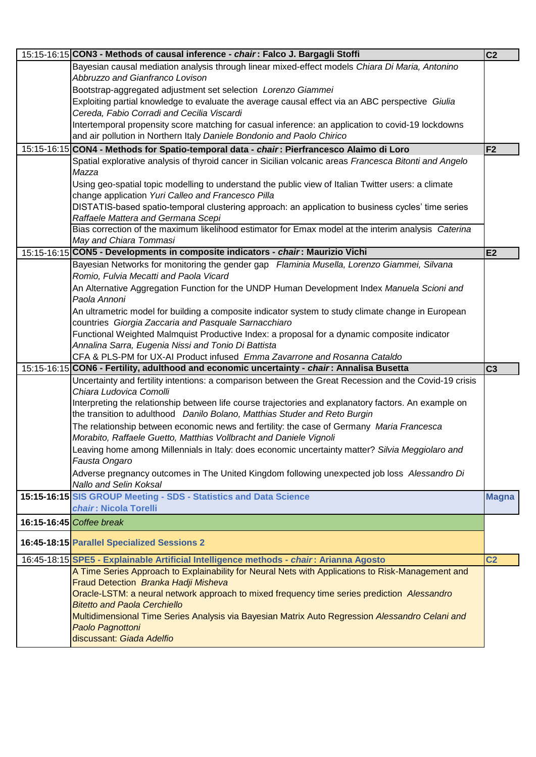| Time | Session | Room |
| --- | --- | --- |
| 15:15-16:15 | **CON3 - Methods of causal inference - *chair*: Falco J. Bargagli Stoffi** | **C2** |
| | Bayesian causal mediation analysis through linear mixed-effect models *Chiara Di Maria, Antonino Abbruzzo and Gianfranco Lovison* | |
| | Bootstrap-aggregated adjustment set selection *Lorenzo Giammei* | |
| | Exploiting partial knowledge to evaluate the average causal effect via an ABC perspective *Giulia Cereda, Fabio Corradi and Cecilia Viscardi* | |
| | Intertemporal propensity score matching for casual inference: an application to covid-19 lockdowns and air pollution in Northern Italy *Daniele Bondonio and Paolo Chirico* | |
| 15:15-16:15 | **CON4 - Methods for Spatio-temporal data - *chair*: Pierfrancesco Alaimo di Loro** | **F2** |
| | Spatial explorative analysis of thyroid cancer in Sicilian volcanic areas *Francesca Bitonti and Angelo Mazza* | |
| | Using geo-spatial topic modelling to understand the public view of Italian Twitter users: a climate change application *Yuri Calleo and Francesco Pilla* | |
| | DISTATIS-based spatio-temporal clustering approach: an application to business cycles' time series *Raffaele Mattera and Germana Scepi* | |
| | Bias correction of the maximum likelihood estimator for Emax model at the interim analysis *Caterina May and Chiara Tommasi* | |
| 15:15-16:15 | **CON5 - Developments in composite indicators - *chair*: Maurizio Vichi** | **E2** |
| | Bayesian Networks for monitoring the gender gap *Flaminia Musella, Lorenzo Giammei, Silvana Romio, Fulvia Mecatti and Paola Vicard* | |
| | An Alternative Aggregation Function for the UNDP Human Development Index *Manuela Scioni and Paola Annoni* | |
| | An ultrametric model for building a composite indicator system to study climate change in European countries *Giorgia Zaccaria and Pasquale Sarnacchiaro* | |
| | Functional Weighted Malmquist Productive Index: a proposal for a dynamic composite indicator *Annalina Sarra, Eugenia Nissi and Tonio Di Battista* | |
| | CFA & PLS-PM for UX-AI Product infused *Emma Zavarrone and Rosanna Cataldo* | |
| 15:15-16:15 | **CON6 - Fertility, adulthood and economic uncertainty - *chair*: Annalisa Busetta** | **C3** |
| | Uncertainty and fertility intentions: a comparison between the Great Recession and the Covid-19 crisis *Chiara Ludovica Comolli* | |
| | Interpreting the relationship between life course trajectories and explanatory factors. An example on the transition to adulthood *Danilo Bolano, Matthias Studer and Reto Burgin* | |
| | The relationship between economic news and fertility: the case of Germany *Maria Francesca Morabito, Raffaele Guetto, Matthias Vollbracht and Daniele Vignoli* | |
| | Leaving home among Millennials in Italy: does economic uncertainty matter? *Silvia Meggiolaro and Fausta Ongaro* | |
| | Adverse pregnancy outcomes in The United Kingdom following unexpected job loss *Alessandro Di Nallo and Selin Koksal* | |
| **15:15-16:15** | **SIS GROUP Meeting - SDS - Statistics and Data Science** **_chair_: Nicola Torelli** | **Magna** |
| **16:15-16:45** | *Coffee break* | |
| **16:45-18:15** | **Parallel Specialized Sessions 2** | |
| 16:45-18:15 | **SPE5 - Explainable Artificial Intelligence methods - *chair*: Arianna Agosto** | **C2** |
| | A Time Series Approach to Explainability for Neural Nets with Applications to Risk-Management and Fraud Detection *Branka Hadji Misheva* | |
| | Oracle-LSTM: a neural network approach to mixed frequency time series prediction *Alessandro Bitetto and Paola Cerchiello* | |
| | Multidimensional Time Series Analysis via Bayesian Matrix Auto Regression *Alessandro Celani and Paolo Pagnottoni* | |
| | discussant: *Giada Adelfio* | |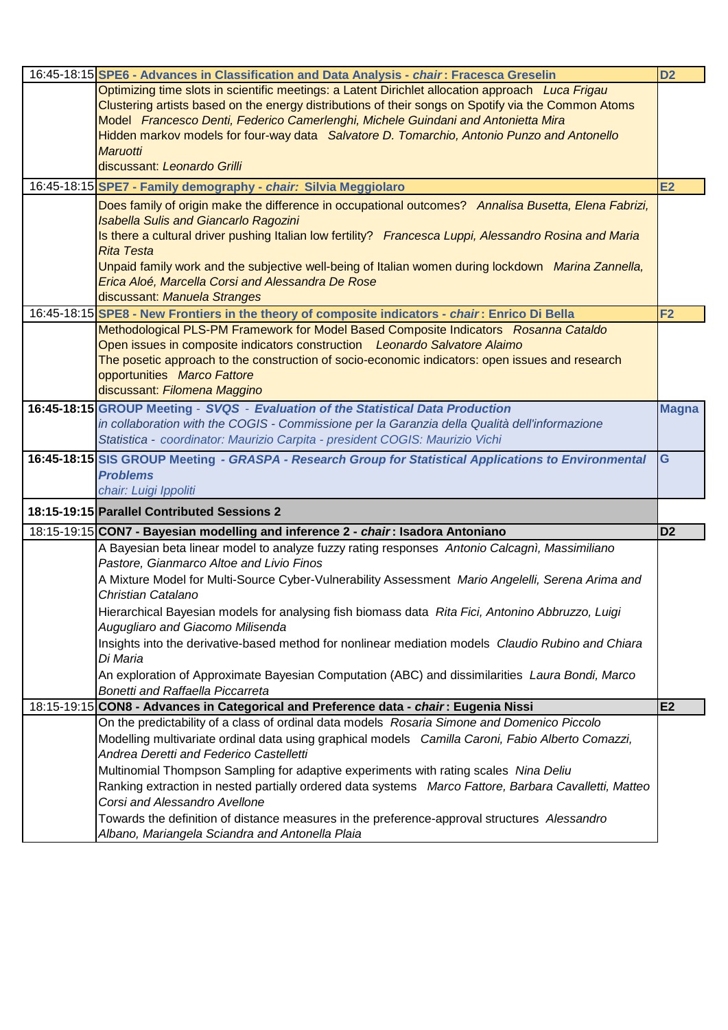| Time | Session | Room |
|---|---|---|
| 16:45-18:15 | **SPE6 - Advances in Classification and Data Analysis - *chair*: Fracesca Greselin** | **D2** |
| | Optimizing time slots in scientific meetings: a Latent Dirichlet allocation approach *Luca Frigau*<br>Clustering artists based on the energy distributions of their songs on Spotify via the Common Atoms Model *Francesco Denti, Federico Camerlenghi, Michele Guindani and Antonietta Mira*<br>Hidden markov models for four-way data *Salvatore D. Tomarchio, Antonio Punzo and Antonello Maruotti*<br>discussant: *Leonardo Grilli* | |
| 16:45-18:15 | **SPE7 - Family demography - *chair:* Silvia Meggiolaro** | **E2** |
| | Does family of origin make the difference in occupational outcomes? *Annalisa Busetta, Elena Fabrizi, Isabella Sulis and Giancarlo Ragozini*<br>Is there a cultural driver pushing Italian low fertility? *Francesca Luppi, Alessandro Rosina and Maria Rita Testa*<br>Unpaid family work and the subjective well-being of Italian women during lockdown *Marina Zannella, Erica Aloé, Marcella Corsi and Alessandra De Rose*<br>discussant: *Manuela Stranges* | |
| 16:45-18:15 | **SPE8 - New Frontiers in the theory of composite indicators - *chair*: Enrico Di Bella** | **F2** |
| | Methodological PLS-PM Framework for Model Based Composite Indicators *Rosanna Cataldo*<br>Open issues in composite indicators construction *Leonardo Salvatore Alaimo*<br>The posetic approach to the construction of socio-economic indicators: open issues and research opportunities *Marco Fattore*<br>discussant: *Filomena Maggino* | |
| **16:45-18:15** | **GROUP Meeting - *SVQS - Evaluation of the Statistical Data Production***<br>*in collaboration with the COGIS - Commissione per la Garanzia della Qualità dell'informazione Statistica - coordinator: Maurizio Carpita - president COGIS: Maurizio Vichi* | **Magna** |
| **16:45-18:15** | **SIS GROUP Meeting - *GRASPA - Research Group for Statistical Applications to Environmental Problems***<br>*chair: Luigi Ippoliti* | **G** |
| **18:15-19:15** | **Parallel Contributed Sessions 2** | |
| 18:15-19:15 | **CON7 - Bayesian modelling and inference 2 - *chair*: Isadora Antoniano** | **D2** |
| | A Bayesian beta linear model to analyze fuzzy rating responses *Antonio Calcagnì, Massimiliano Pastore, Gianmarco Altoe and Livio Finos*<br>A Mixture Model for Multi-Source Cyber-Vulnerability Assessment *Mario Angelelli, Serena Arima and Christian Catalano*<br>Hierarchical Bayesian models for analysing fish biomass data *Rita Fici, Antonino Abbruzzo, Luigi Augugliaro and Giacomo Milisenda*<br>Insights into the derivative-based method for nonlinear mediation models *Claudio Rubino and Chiara Di Maria*<br>An exploration of Approximate Bayesian Computation (ABC) and dissimilarities *Laura Bondi, Marco Bonetti and Raffaella Piccarreta* | |
| 18:15-19:15 | **CON8 - Advances in Categorical and Preference data - *chair*: Eugenia Nissi** | **E2** |
| | On the predictability of a class of ordinal data models *Rosaria Simone and Domenico Piccolo*<br>Modelling multivariate ordinal data using graphical models *Camilla Caroni, Fabio Alberto Comazzi, Andrea Deretti and Federico Castelletti*<br>Multinomial Thompson Sampling for adaptive experiments with rating scales *Nina Deliu*<br>Ranking extraction in nested partially ordered data systems *Marco Fattore, Barbara Cavalletti, Matteo Corsi and Alessandro Avellone*<br>Towards the definition of distance measures in the preference-approval structures *Alessandro Albano, Mariangela Sciandra and Antonella Plaia* | |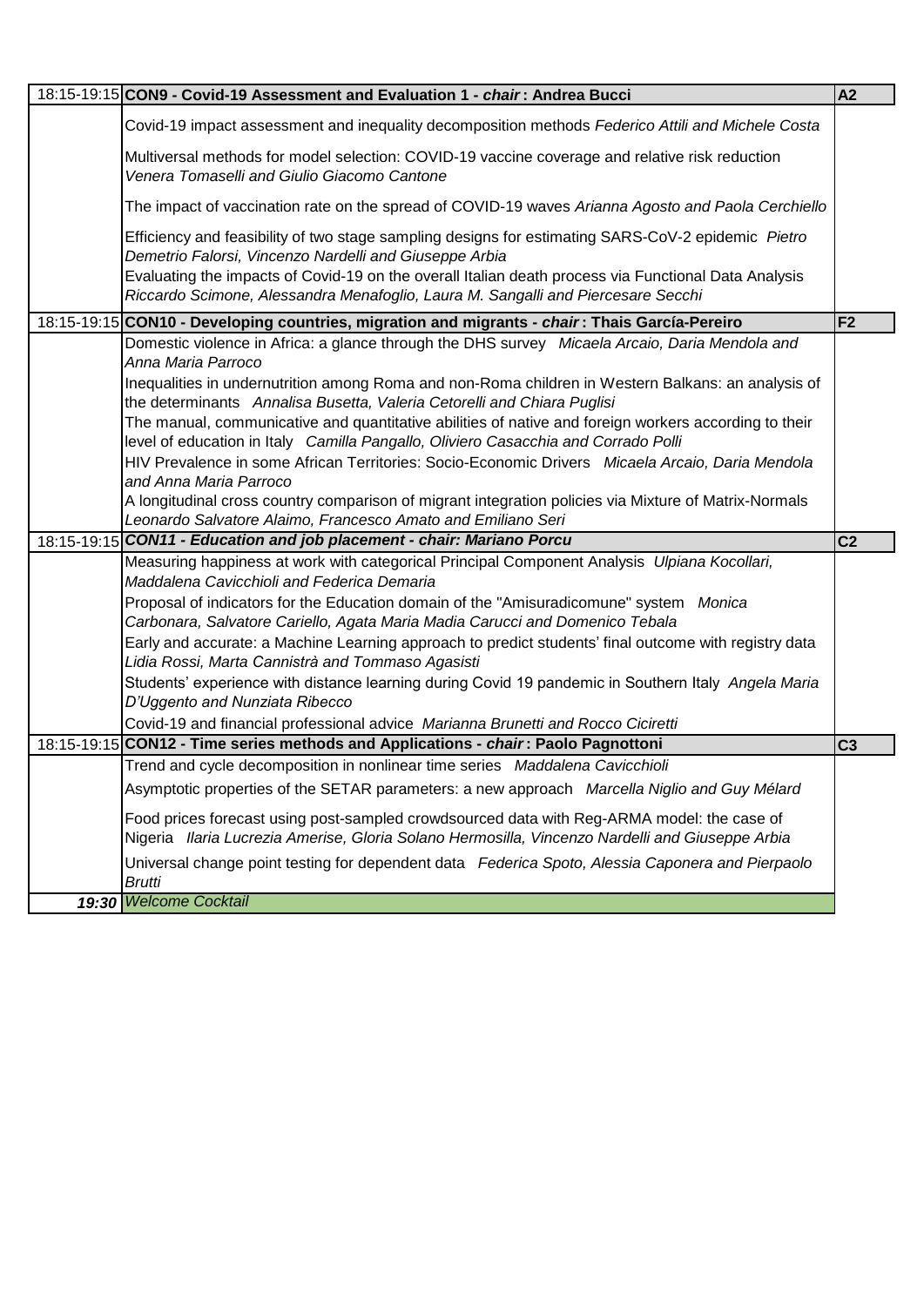| Time | Session | Room |
|---|---|---|
| 18:15-19:15 | **CON9 - Covid-19 Assessment and Evaluation 1 - *chair* : Andrea Bucci** | **A2** |
| | Covid-19 impact assessment and inequality decomposition methods *Federico Attili and Michele Costa* | |
| | Multiversal methods for model selection: COVID-19 vaccine coverage and relative risk reduction *Venera Tomaselli and Giulio Giacomo Cantone* | |
| | The impact of vaccination rate on the spread of COVID-19 waves *Arianna Agosto and Paola Cerchiello* | |
| | Efficiency and feasibility of two stage sampling designs for estimating SARS-CoV-2 epidemic *Pietro Demetrio Falorsi, Vincenzo Nardelli and Giuseppe Arbia* | |
| | Evaluating the impacts of Covid-19 on the overall Italian death process via Functional Data Analysis *Riccardo Scimone, Alessandra Menafoglio, Laura M. Sangalli and Piercesare Secchi* | |
| 18:15-19:15 | **CON10 - Developing countries, migration and migrants - *chair* : Thais García-Pereiro** | **F2** |
| | Domestic violence in Africa: a glance through the DHS survey *Micaela Arcaio, Daria Mendola and Anna Maria Parroco* | |
| | Inequalities in undernutrition among Roma and non-Roma children in Western Balkans: an analysis of the determinants *Annalisa Busetta, Valeria Cetorelli and Chiara Puglisi* | |
| | The manual, communicative and quantitative abilities of native and foreign workers according to their level of education in Italy *Camilla Pangallo, Oliviero Casacchia and Corrado Polli* | |
| | HIV Prevalence in some African Territories: Socio-Economic Drivers *Micaela Arcaio, Daria Mendola and Anna Maria Parroco* | |
| | A longitudinal cross country comparison of migrant integration policies via Mixture of Matrix-Normals *Leonardo Salvatore Alaimo, Francesco Amato and Emiliano Seri* | |
| 18:15-19:15 | ***CON11 - Education and job placement - chair: Mariano Porcu*** | **C2** |
| | Measuring happiness at work with categorical Principal Component Analysis *Ulpiana Kocollari, Maddalena Cavicchioli and Federica Demaria* | |
| | Proposal of indicators for the Education domain of the "Amisuradicomune" system *Monica Carbonara, Salvatore Cariello, Agata Maria Madia Carucci and Domenico Tebala* | |
| | Early and accurate: a Machine Learning approach to predict students' final outcome with registry data *Lidia Rossi, Marta Cannistrà and Tommaso Agasisti* | |
| | Students' experience with distance learning during Covid 19 pandemic in Southern Italy *Angela Maria D'Uggento and Nunziata Ribecco* | |
| | Covid-19 and financial professional advice *Marianna Brunetti and Rocco Ciciretti* | |
| 18:15-19:15 | **CON12 - Time series methods and Applications - *chair* : Paolo Pagnottoni** | **C3** |
| | Trend and cycle decomposition in nonlinear time series *Maddalena Cavicchioli* | |
| | Asymptotic properties of the SETAR parameters: a new approach *Marcella Niglio and Guy Mélard* | |
| | Food prices forecast using post-sampled crowdsourced data with Reg-ARMA model: the case of Nigeria *Ilaria Lucrezia Amerise, Gloria Solano Hermosilla, Vincenzo Nardelli and Giuseppe Arbia* | |
| | Universal change point testing for dependent data *Federica Spoto, Alessia Caponera and Pierpaolo Brutti* | |
| ***19:30*** | *Welcome Cocktail* | |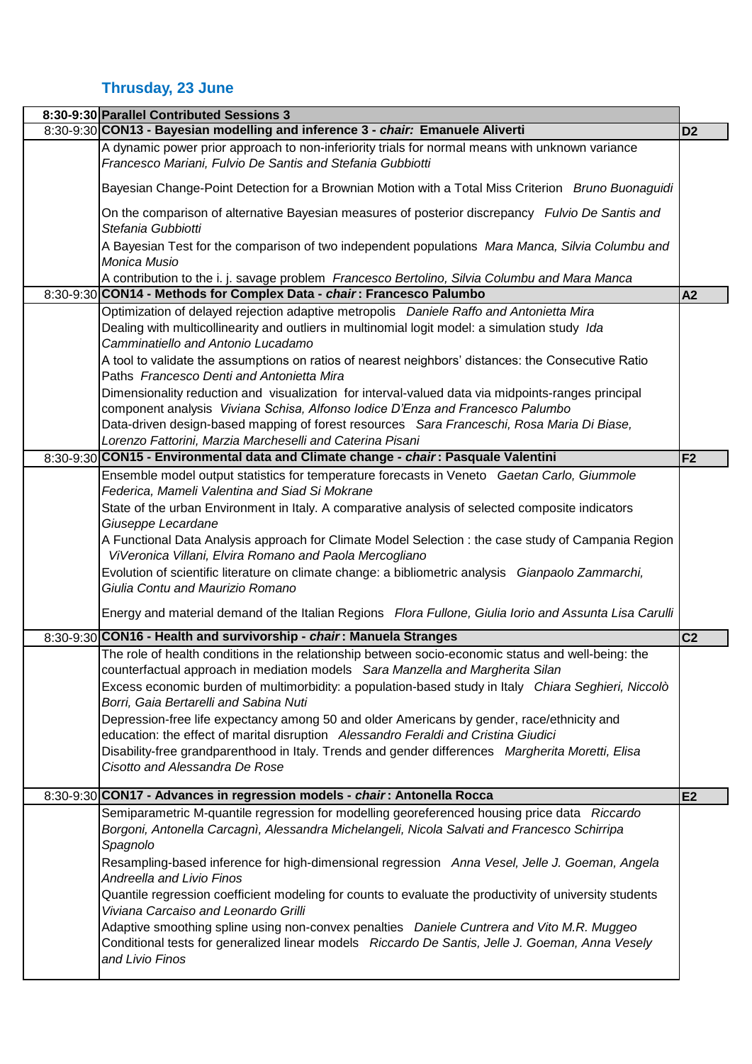## Thrusday, 23 June

| | | |
|---|---|---|
| **8:30-9:30** | **Parallel Contributed Sessions 3** | |
| 8:30-9:30 | **CON13 - Bayesian modelling and inference 3 - *chair:* Emanuele Aliverti** | **D2** |
| | A dynamic power prior approach to non-inferiority trials for normal means with unknown variance *Francesco Mariani, Fulvio De Santis and Stefania Gubbiotti*<br>Bayesian Change-Point Detection for a Brownian Motion with a Total Miss Criterion *Bruno Buonaguidi*<br>On the comparison of alternative Bayesian measures of posterior discrepancy *Fulvio De Santis and Stefania Gubbiotti*<br>A Bayesian Test for the comparison of two independent populations *Mara Manca, Silvia Columbu and Monica Musio*<br>A contribution to the i. j. savage problem *Francesco Bertolino, Silvia Columbu and Mara Manca* | |
| 8:30-9:30 | **CON14 - Methods for Complex Data - *chair*: Francesco Palumbo** | **A2** |
| | Optimization of delayed rejection adaptive metropolis *Daniele Raffo and Antonietta Mira*<br>Dealing with multicollinearity and outliers in multinomial logit model: a simulation study *Ida Camminatiello and Antonio Lucadamo*<br>A tool to validate the assumptions on ratios of nearest neighbors' distances: the Consecutive Ratio Paths *Francesco Denti and Antonietta Mira*<br>Dimensionality reduction and visualization for interval-valued data via midpoints-ranges principal component analysis *Viviana Schisa, Alfonso Iodice D'Enza and Francesco Palumbo*<br>Data-driven design-based mapping of forest resources *Sara Franceschi, Rosa Maria Di Biase, Lorenzo Fattorini, Marzia Marcheselli and Caterina Pisani* | |
| 8:30-9:30 | **CON15 - Environmental data and Climate change - *chair*: Pasquale Valentini** | **F2** |
| | Ensemble model output statistics for temperature forecasts in Veneto *Gaetan Carlo, Giummole Federica, Mameli Valentina and Siad Si Mokrane*<br>State of the urban Environment in Italy. A comparative analysis of selected composite indicators *Giuseppe Lecardane*<br>A Functional Data Analysis approach for Climate Model Selection : the case study of Campania Region *ViVeronica Villani, Elvira Romano and Paola Mercogliano*<br>Evolution of scientific literature on climate change: a bibliometric analysis *Gianpaolo Zammarchi, Giulia Contu and Maurizio Romano*<br>Energy and material demand of the Italian Regions *Flora Fullone, Giulia Iorio and Assunta Lisa Carulli* | |
| 8:30-9:30 | **CON16 - Health and survivorship - *chair*: Manuela Stranges** | **C2** |
| | The role of health conditions in the relationship between socio-economic status and well-being: the counterfactual approach in mediation models *Sara Manzella and Margherita Silan*<br>Excess economic burden of multimorbidity: a population-based study in Italy *Chiara Seghieri, Niccolò Borri, Gaia Bertarelli and Sabina Nuti*<br>Depression-free life expectancy among 50 and older Americans by gender, race/ethnicity and education: the effect of marital disruption *Alessandro Feraldi and Cristina Giudici*<br>Disability-free grandparenthood in Italy. Trends and gender differences *Margherita Moretti, Elisa Cisotto and Alessandra De Rose* | |
| 8:30-9:30 | **CON17 - Advances in regression models - *chair*: Antonella Rocca** | **E2** |
| | Semiparametric M-quantile regression for modelling georeferenced housing price data *Riccardo Borgoni, Antonella Carcagnì, Alessandra Michelangeli, Nicola Salvati and Francesco Schirripa Spagnolo*<br>Resampling-based inference for high-dimensional regression *Anna Vesel, Jelle J. Goeman, Angela Andreella and Livio Finos*<br>Quantile regression coefficient modeling for counts to evaluate the productivity of university students *Viviana Carcaiso and Leonardo Grilli*<br>Adaptive smoothing spline using non-convex penalties *Daniele Cuntrera and Vito M.R. Muggeo*<br>Conditional tests for generalized linear models *Riccardo De Santis, Jelle J. Goeman, Anna Vesely and Livio Finos* | |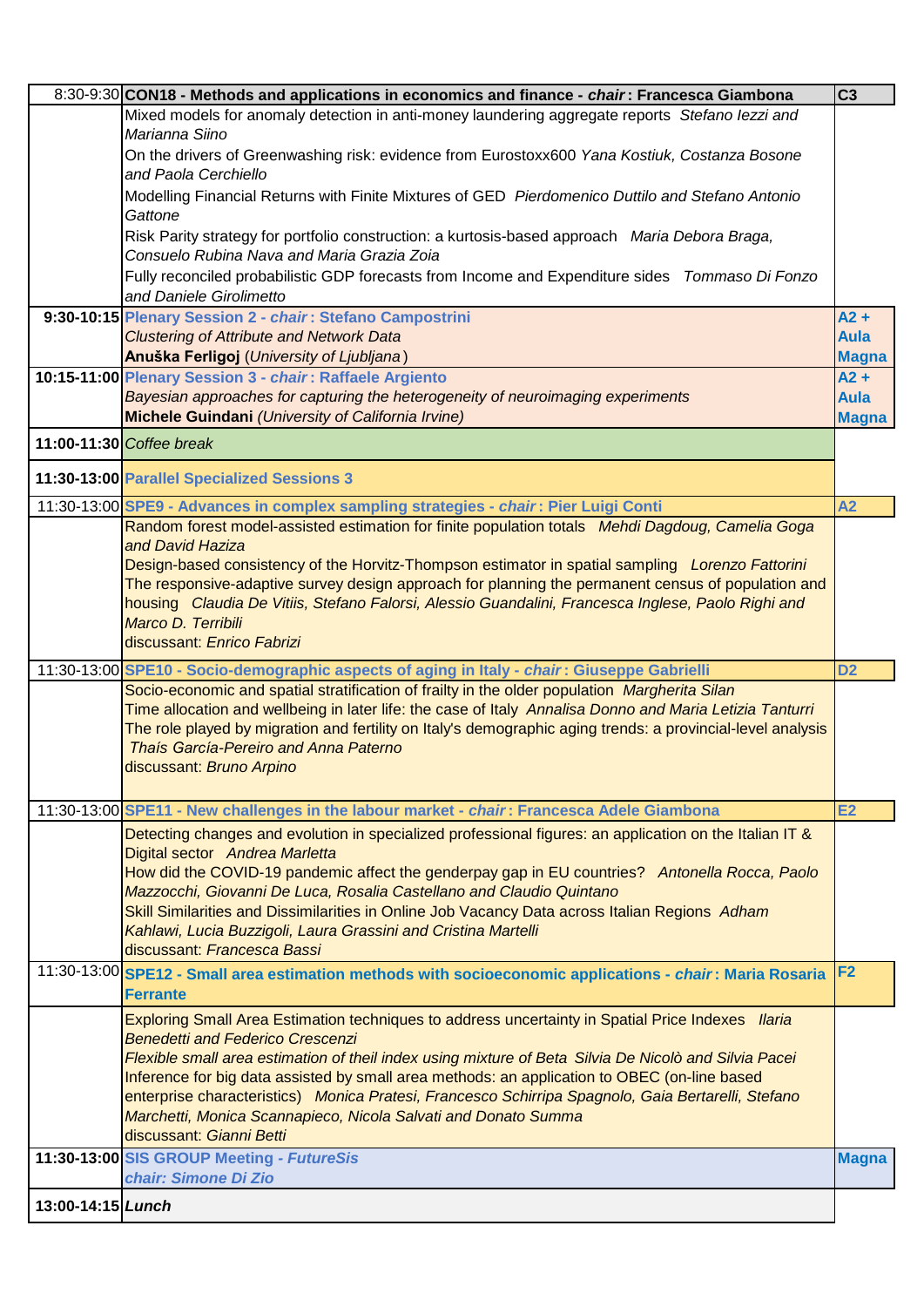| Time | Session | Room |
|---|---|---|
| 8:30-9:30 | **CON18 - Methods and applications in economics and finance - *chair*: Francesca Giambona** | **C3** |
| | Mixed models for anomaly detection in anti-money laundering aggregate reports *Stefano Iezzi and Marianna Siino* | |
| | On the drivers of Greenwashing risk: evidence from Eurostoxx600 *Yana Kostiuk, Costanza Bosone and Paola Cerchiello* | |
| | Modelling Financial Returns with Finite Mixtures of GED *Pierdomenico Duttilo and Stefano Antonio Gattone* | |
| | Risk Parity strategy for portfolio construction: a kurtosis-based approach *Maria Debora Braga, Consuelo Rubina Nava and Maria Grazia Zoia* | |
| | Fully reconciled probabilistic GDP forecasts from Income and Expenditure sides *Tommaso Di Fonzo and Daniele Girolimetto* | |
| **9:30-10:15** | **Plenary Session 2 - *chair*: Stefano Campostrini** | **A2 + Aula Magna** |
| | *Clustering of Attribute and Network Data* | |
| | **Anuška Ferligoj** (*University of Ljubljana*) | |
| **10:15-11:00** | **Plenary Session 3 - *chair*: Raffaele Argiento** | **A2 + Aula Magna** |
| | *Bayesian approaches for capturing the heterogeneity of neuroimaging experiments* | |
| | **Michele Guindani** *(University of California Irvine)* | |
| **11:00-11:30** | *Coffee break* | |
| **11:30-13:00** | **Parallel Specialized Sessions 3** | |
| 11:30-13:00 | **SPE9 - Advances in complex sampling strategies - *chair*: Pier Luigi Conti** | **A2** |
| | Random forest model-assisted estimation for finite population totals *Mehdi Dagdoug, Camelia Goga and David Haziza* | |
| | Design-based consistency of the Horvitz-Thompson estimator in spatial sampling *Lorenzo Fattorini* | |
| | The responsive-adaptive survey design approach for planning the permanent census of population and housing *Claudia De Vitiis, Stefano Falorsi, Alessio Guandalini, Francesca Inglese, Paolo Righi and Marco D. Terribili* | |
| | discussant: *Enrico Fabrizi* | |
| 11:30-13:00 | **SPE10 - Socio-demographic aspects of aging in Italy - *chair*: Giuseppe Gabrielli** | **D2** |
| | Socio-economic and spatial stratification of frailty in the older population *Margherita Silan* | |
| | Time allocation and wellbeing in later life: the case of Italy *Annalisa Donno and Maria Letizia Tanturri* | |
| | The role played by migration and fertility on Italy's demographic aging trends: a provincial-level analysis *Thaís García-Pereiro and Anna Paterno* | |
| | discussant: *Bruno Arpino* | |
| 11:30-13:00 | **SPE11 - New challenges in the labour market - *chair*: Francesca Adele Giambona** | **E2** |
| | Detecting changes and evolution in specialized professional figures: an application on the Italian IT & Digital sector *Andrea Marletta* | |
| | How did the COVID-19 pandemic affect the genderpay gap in EU countries? *Antonella Rocca, Paolo Mazzocchi, Giovanni De Luca, Rosalia Castellano and Claudio Quintano* | |
| | Skill Similarities and Dissimilarities in Online Job Vacancy Data across Italian Regions *Adham Kahlawi, Lucia Buzzigoli, Laura Grassini and Cristina Martelli* | |
| | discussant: *Francesca Bassi* | |
| 11:30-13:00 | **SPE12 - Small area estimation methods with socioeconomic applications - *chair*: Maria Rosaria Ferrante** | **F2** |
| | Exploring Small Area Estimation techniques to address uncertainty in Spatial Price Indexes *Ilaria Benedetti and Federico Crescenzi* | |
| | *Flexible small area estimation of theil index using mixture of Beta Silvia De Nicolò and Silvia Pacei* | |
| | Inference for big data assisted by small area methods: an application to OBEC (on-line based enterprise characteristics) *Monica Pratesi, Francesco Schirripa Spagnolo, Gaia Bertarelli, Stefano Marchetti, Monica Scannapieco, Nicola Salvati and Donato Summa* | |
| | discussant: *Gianni Betti* | |
| **11:30-13:00** | **SIS GROUP Meeting - *FutureSis*** | **Magna** |
| | ***chair: Simone Di Zio*** | |
| **13:00-14:15** | ***Lunch*** | |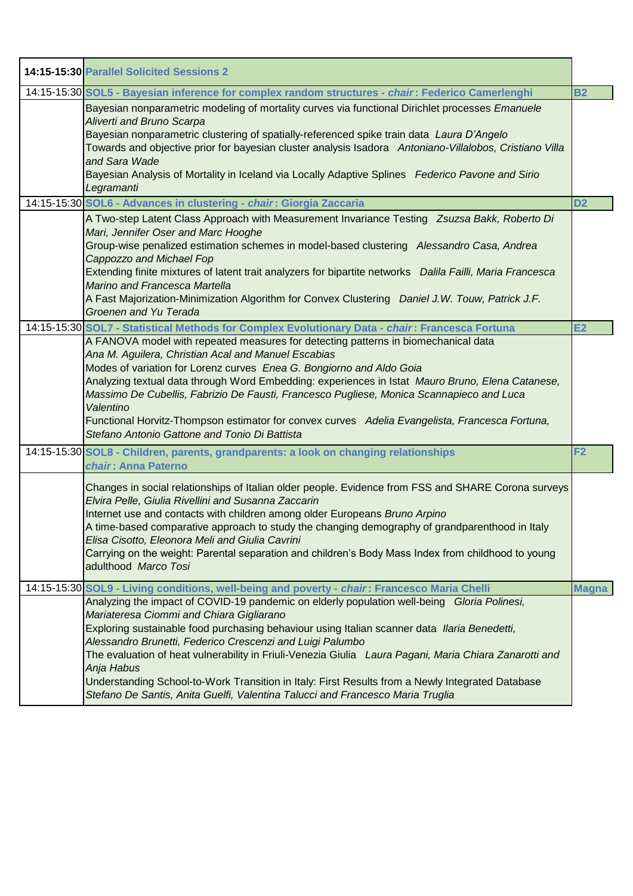| 14:15-15:30 | Parallel Solicited Sessions 2 | |
|---|---|---|
| 14:15-15:30 | **SOL5 - Bayesian inference for complex random structures - *chair*: Federico Camerlenghi** | **B2** |
| | Bayesian nonparametric modeling of mortality curves via functional Dirichlet processes *Emanuele Aliverti and Bruno Scarpa*<br>Bayesian nonparametric clustering of spatially-referenced spike train data *Laura D'Angelo*<br>Towards and objective prior for bayesian cluster analysis Isadora *Antoniano-Villalobos, Cristiano Villa and Sara Wade*<br>Bayesian Analysis of Mortality in Iceland via Locally Adaptive Splines *Federico Pavone and Sirio Legramanti* | |
| 14:15-15:30 | **SOL6 - Advances in clustering - *chair*: Giorgia Zaccaria** | **D2** |
| | A Two-step Latent Class Approach with Measurement Invariance Testing *Zsuzsa Bakk, Roberto Di Mari, Jennifer Oser and Marc Hooghe*<br>Group-wise penalized estimation schemes in model-based clustering *Alessandro Casa, Andrea Cappozzo and Michael Fop*<br>Extending finite mixtures of latent trait analyzers for bipartite networks *Dalila Failli, Maria Francesca Marino and Francesca Martella*<br>A Fast Majorization-Minimization Algorithm for Convex Clustering *Daniel J.W. Touw, Patrick J.F. Groenen and Yu Terada* | |
| 14:15-15:30 | **SOL7 - Statistical Methods for Complex Evolutionary Data - *chair*: Francesca Fortuna** | **E2** |
| | A FANOVA model with repeated measures for detecting patterns in biomechanical data *Ana M. Aguilera, Christian Acal and Manuel Escabias*<br>Modes of variation for Lorenz curves *Enea G. Bongiorno and Aldo Goia*<br>Analyzing textual data through Word Embedding: experiences in Istat *Mauro Bruno, Elena Catanese, Massimo De Cubellis, Fabrizio De Fausti, Francesco Pugliese, Monica Scannapieco and Luca Valentino*<br>Functional Horvitz-Thompson estimator for convex curves *Adelia Evangelista, Francesca Fortuna, Stefano Antonio Gattone and Tonio Di Battista* | |
| 14:15-15:30 | **SOL8 - Children, parents, grandparents: a look on changing relationships *chair*: Anna Paterno** | **F2** |
| | Changes in social relationships of Italian older people. Evidence from FSS and SHARE Corona surveys *Elvira Pelle, Giulia Rivellini and Susanna Zaccarin*<br>Internet use and contacts with children among older Europeans *Bruno Arpino*<br>A time-based comparative approach to study the changing demography of grandparenthood in Italy *Elisa Cisotto, Eleonora Meli and Giulia Cavrini*<br>Carrying on the weight: Parental separation and children's Body Mass Index from childhood to young adulthood *Marco Tosi* | |
| 14:15-15:30 | **SOL9 - Living conditions, well-being and poverty - *chair*: Francesco Maria Chelli** | **Magna** |
| | Analyzing the impact of COVID-19 pandemic on elderly population well-being *Gloria Polinesi, Mariateresa Ciommi and Chiara Gigliarano*<br>Exploring sustainable food purchasing behaviour using Italian scanner data *Ilaria Benedetti, Alessandro Brunetti, Federico Crescenzi and Luigi Palumbo*<br>The evaluation of heat vulnerability in Friuli-Venezia Giulia *Laura Pagani, Maria Chiara Zanarotti and Anja Habus*<br>Understanding School-to-Work Transition in Italy: First Results from a Newly Integrated Database *Stefano De Santis, Anita Guelfi, Valentina Talucci and Francesco Maria Truglia* | |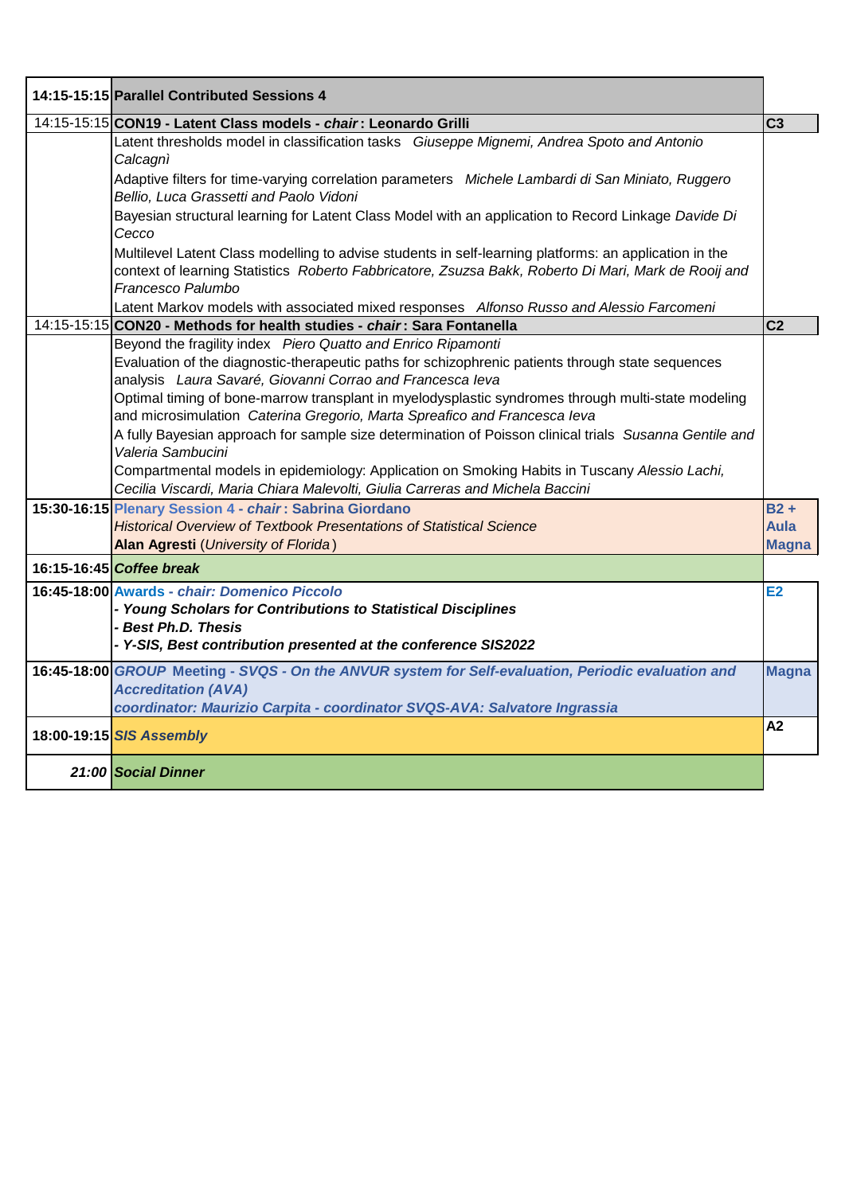| Time | Session | Room |
|---|---|---|
| **14:15-15:15** | **Parallel Contributed Sessions 4** | |
| 14:15-15:15 | **CON19 - Latent Class models - *chair*: Leonardo Grilli** | **C3** |
| | Latent thresholds model in classification tasks *Giuseppe Mignemi, Andrea Spoto and Antonio Calcagnì* | |
| | Adaptive filters for time-varying correlation parameters *Michele Lambardi di San Miniato, Ruggero Bellio, Luca Grassetti and Paolo Vidoni* | |
| | Bayesian structural learning for Latent Class Model with an application to Record Linkage *Davide Di Cecco* | |
| | Multilevel Latent Class modelling to advise students in self-learning platforms: an application in the context of learning Statistics *Roberto Fabbricatore, Zsuzsa Bakk, Roberto Di Mari, Mark de Rooij and Francesco Palumbo* | |
| | Latent Markov models with associated mixed responses *Alfonso Russo and Alessio Farcomeni* | |
| 14:15-15:15 | **CON20 - Methods for health studies - *chair*: Sara Fontanella** | **C2** |
| | Beyond the fragility index *Piero Quatto and Enrico Ripamonti* | |
| | Evaluation of the diagnostic-therapeutic paths for schizophrenic patients through state sequences analysis *Laura Savaré, Giovanni Corrao and Francesca Ieva* | |
| | Optimal timing of bone-marrow transplant in myelodysplastic syndromes through multi-state modeling and microsimulation *Caterina Gregorio, Marta Spreafico and Francesca Ieva* | |
| | A fully Bayesian approach for sample size determination of Poisson clinical trials *Susanna Gentile and Valeria Sambucini* | |
| | Compartmental models in epidemiology: Application on Smoking Habits in Tuscany *Alessio Lachi, Cecilia Viscardi, Maria Chiara Malevolti, Giulia Carreras and Michela Baccini* | |
| **15:30-16:15** | **Plenary Session 4 - *chair*: Sabrina Giordano**<br>*Historical Overview of Textbook Presentations of Statistical Science*<br>**Alan Agresti** (*University of Florida*) | **B2 + Aula Magna** |
| **16:15-16:45** | ***Coffee break*** | |
| **16:45-18:00** | **Awards - *chair: Domenico Piccolo***<br>***- Young Scholars for Contributions to Statistical Disciplines***<br>***- Best Ph.D. Thesis***<br>***- Y-SIS, Best contribution presented at the conference SIS2022*** | **E2** |
| **16:45-18:00** | ***GROUP Meeting - SVQS - On the ANVUR system for Self-evaluation, Periodic evaluation and Accreditation (AVA)***<br>***coordinator: Maurizio Carpita - coordinator SVQS-AVA: Salvatore Ingrassia*** | **Magna** |
| **18:00-19:15** | ***SIS Assembly*** | **A2** |
| ***21:00*** | ***Social Dinner*** | |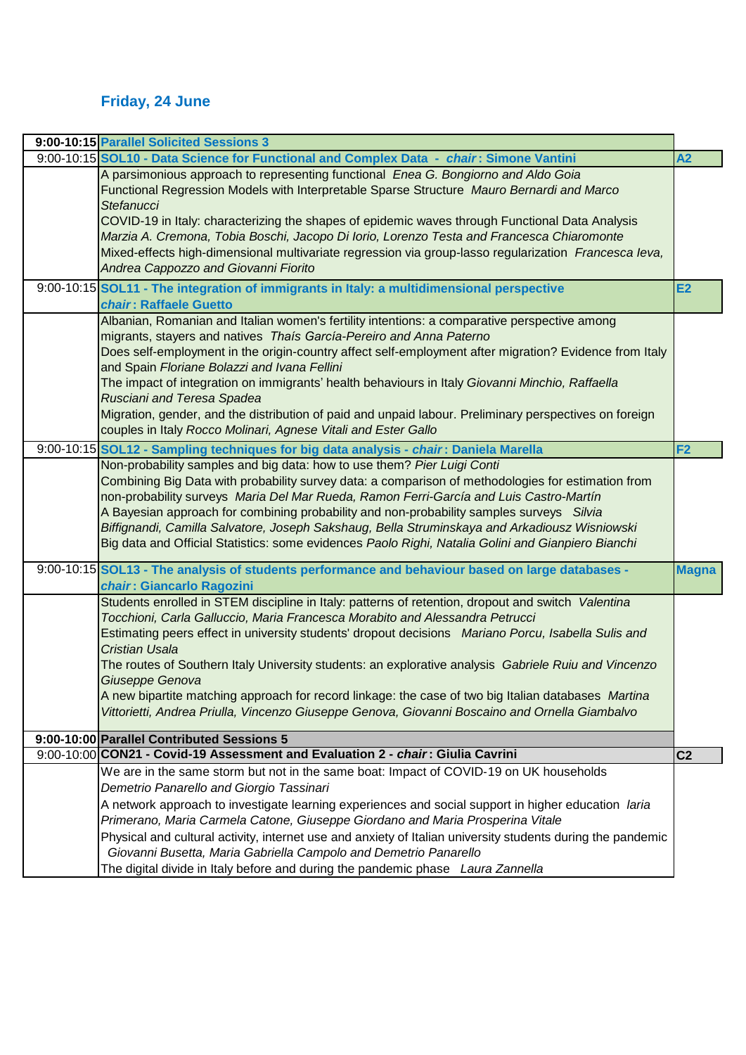## Friday, 24 June

| | | |
|---|---|---|
| **9:00-10:15** | **Parallel Solicited Sessions 3** | |
| 9:00-10:15 | **SOL10 - Data Science for Functional and Complex Data - *chair*: Simone Vantini** | **A2** |
| | A parsimonious approach to representing functional *Enea G. Bongiorno and Aldo Goia*<br>Functional Regression Models with Interpretable Sparse Structure *Mauro Bernardi and Marco Stefanucci*<br>COVID-19 in Italy: characterizing the shapes of epidemic waves through Functional Data Analysis *Marzia A. Cremona, Tobia Boschi, Jacopo Di Iorio, Lorenzo Testa and Francesca Chiaromonte*<br>Mixed-effects high-dimensional multivariate regression via group-lasso regularization *Francesca Ieva, Andrea Cappozzo and Giovanni Fiorito* | |
| 9:00-10:15 | **SOL11 - The integration of immigrants in Italy: a multidimensional perspective *chair*: Raffaele Guetto** | **E2** |
| | Albanian, Romanian and Italian women's fertility intentions: a comparative perspective among migrants, stayers and natives *Thaís García-Pereiro and Anna Paterno*<br>Does self-employment in the origin-country affect self-employment after migration? Evidence from Italy and Spain *Floriane Bolazzi and Ivana Fellini*<br>The impact of integration on immigrants' health behaviours in Italy *Giovanni Minchio, Raffaella Rusciani and Teresa Spadea*<br>Migration, gender, and the distribution of paid and unpaid labour. Preliminary perspectives on foreign couples in Italy *Rocco Molinari, Agnese Vitali and Ester Gallo* | |
| 9:00-10:15 | **SOL12 - Sampling techniques for big data analysis - *chair*: Daniela Marella** | **F2** |
| | Non-probability samples and big data: how to use them? *Pier Luigi Conti*<br>Combining Big Data with probability survey data: a comparison of methodologies for estimation from non-probability surveys *Maria Del Mar Rueda, Ramon Ferri-García and Luis Castro-Martín*<br>A Bayesian approach for combining probability and non-probability samples surveys *Silvia Biffignandi, Camilla Salvatore, Joseph Sakshaug, Bella Struminskaya and Arkadiousz Wisniowski*<br>Big data and Official Statistics: some evidences *Paolo Righi, Natalia Golini and Gianpiero Bianchi* | |
| 9:00-10:15 | **SOL13 - The analysis of students performance and behaviour based on large databases - *chair*: Giancarlo Ragozini** | **Magna** |
| | Students enrolled in STEM discipline in Italy: patterns of retention, dropout and switch *Valentina Tocchioni, Carla Galluccio, Maria Francesca Morabito and Alessandra Petrucci*<br>Estimating peers effect in university students' dropout decisions *Mariano Porcu, Isabella Sulis and Cristian Usala*<br>The routes of Southern Italy University students: an explorative analysis *Gabriele Ruiu and Vincenzo Giuseppe Genova*<br>A new bipartite matching approach for record linkage: the case of two big Italian databases *Martina Vittorietti, Andrea Priulla, Vincenzo Giuseppe Genova, Giovanni Boscaino and Ornella Giambalvo* | |
| **9:00-10:00** | **Parallel Contributed Sessions 5** | |
| 9:00-10:00 | **CON21 - Covid-19 Assessment and Evaluation 2 - *chair*: Giulia Cavrini** | **C2** |
| | We are in the same storm but not in the same boat: Impact of COVID-19 on UK households *Demetrio Panarello and Giorgio Tassinari*<br>A network approach to investigate learning experiences and social support in higher education *Iaria Primerano, Maria Carmela Catone, Giuseppe Giordano and Maria Prosperina Vitale*<br>Physical and cultural activity, internet use and anxiety of Italian university students during the pandemic *Giovanni Busetta, Maria Gabriella Campolo and Demetrio Panarello*<br>The digital divide in Italy before and during the pandemic phase *Laura Zannella* | |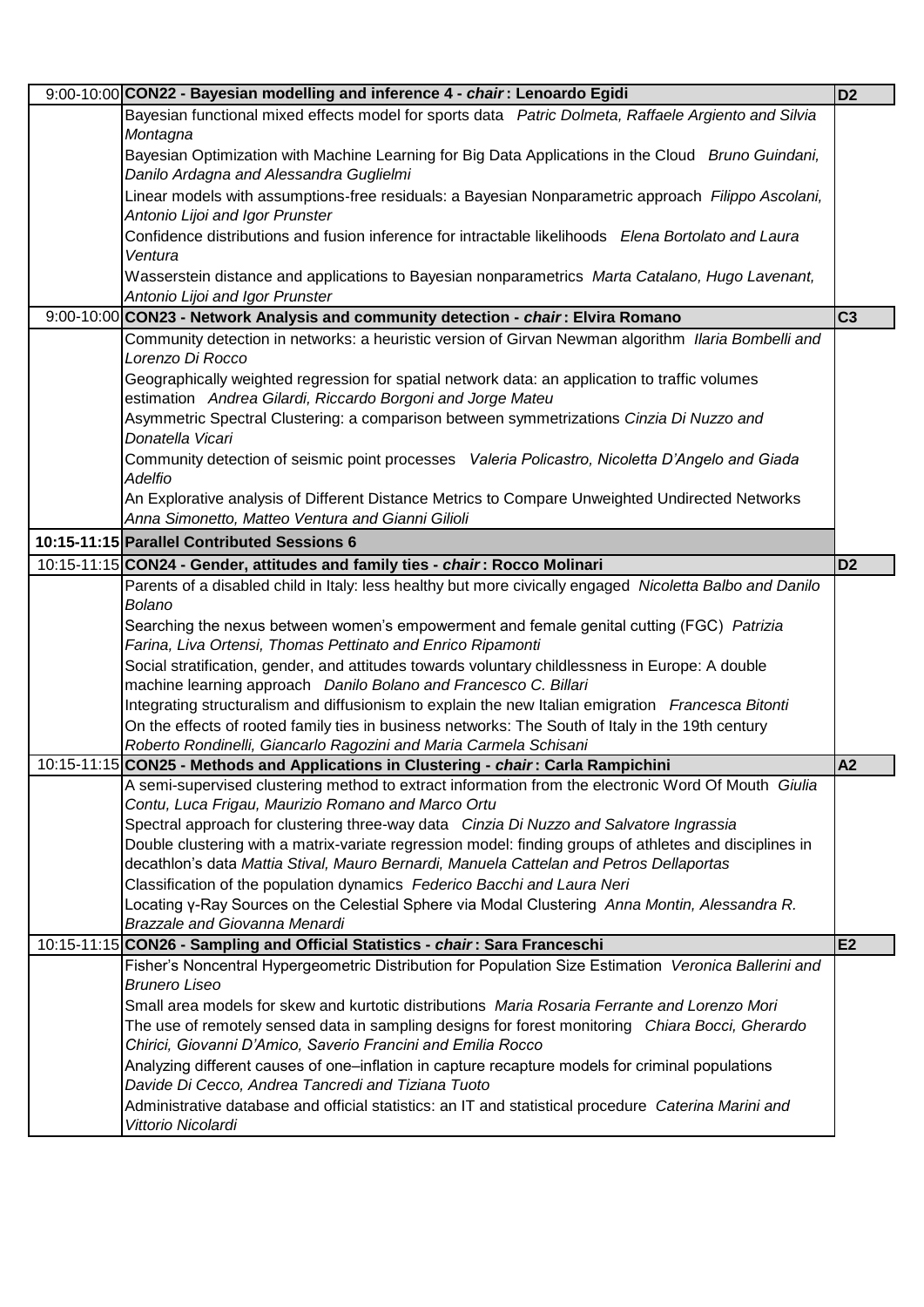| | | |
|---|---|---|
| 9:00-10:00 | **CON22 - Bayesian modelling and inference 4 - *chair*: Lenoardo Egidi** | **D2** |
| | Bayesian functional mixed effects model for sports data *Patric Dolmeta, Raffaele Argiento and Silvia Montagna* | |
| | Bayesian Optimization with Machine Learning for Big Data Applications in the Cloud *Bruno Guindani, Danilo Ardagna and Alessandra Guglielmi* | |
| | Linear models with assumptions-free residuals: a Bayesian Nonparametric approach *Filippo Ascolani, Antonio Lijoi and Igor Prunster* | |
| | Confidence distributions and fusion inference for intractable likelihoods *Elena Bortolato and Laura Ventura* | |
| | Wasserstein distance and applications to Bayesian nonparametrics *Marta Catalano, Hugo Lavenant, Antonio Lijoi and Igor Prunster* | |
| 9:00-10:00 | **CON23 - Network Analysis and community detection - *chair*: Elvira Romano** | **C3** |
| | Community detection in networks: a heuristic version of Girvan Newman algorithm *Ilaria Bombelli and Lorenzo Di Rocco* | |
| | Geographically weighted regression for spatial network data: an application to traffic volumes estimation *Andrea Gilardi, Riccardo Borgoni and Jorge Mateu* | |
| | Asymmetric Spectral Clustering: a comparison between symmetrizations *Cinzia Di Nuzzo and Donatella Vicari* | |
| | Community detection of seismic point processes *Valeria Policastro, Nicoletta D'Angelo and Giada Adelfio* | |
| | An Explorative analysis of Different Distance Metrics to Compare Unweighted Undirected Networks *Anna Simonetto, Matteo Ventura and Gianni Gilioli* | |
| **10:15-11:15** | **Parallel Contributed Sessions 6** | |
| 10:15-11:15 | **CON24 - Gender, attitudes and family ties - *chair*: Rocco Molinari** | **D2** |
| | Parents of a disabled child in Italy: less healthy but more civically engaged *Nicoletta Balbo and Danilo Bolano* | |
| | Searching the nexus between women's empowerment and female genital cutting (FGC) *Patrizia Farina, Liva Ortensi, Thomas Pettinato and Enrico Ripamonti* | |
| | Social stratification, gender, and attitudes towards voluntary childlessness in Europe: A double machine learning approach *Danilo Bolano and Francesco C. Billari* | |
| | Integrating structuralism and diffusionism to explain the new Italian emigration *Francesca Bitonti* | |
| | On the effects of rooted family ties in business networks: The South of Italy in the 19th century *Roberto Rondinelli, Giancarlo Ragozini and Maria Carmela Schisani* | |
| 10:15-11:15 | **CON25 - Methods and Applications in Clustering - *chair*: Carla Rampichini** | **A2** |
| | A semi-supervised clustering method to extract information from the electronic Word Of Mouth *Giulia Contu, Luca Frigau, Maurizio Romano and Marco Ortu* | |
| | Spectral approach for clustering three-way data *Cinzia Di Nuzzo and Salvatore Ingrassia* | |
| | Double clustering with a matrix-variate regression model: finding groups of athletes and disciplines in decathlon's data *Mattia Stival, Mauro Bernardi, Manuela Cattelan and Petros Dellaportas* | |
| | Classification of the population dynamics *Federico Bacchi and Laura Neri* | |
| | Locating γ-Ray Sources on the Celestial Sphere via Modal Clustering *Anna Montin, Alessandra R. Brazzale and Giovanna Menardi* | |
| 10:15-11:15 | **CON26 - Sampling and Official Statistics - *chair*: Sara Franceschi** | **E2** |
| | Fisher's Noncentral Hypergeometric Distribution for Population Size Estimation *Veronica Ballerini and Brunero Liseo* | |
| | Small area models for skew and kurtotic distributions *Maria Rosaria Ferrante and Lorenzo Mori* | |
| | The use of remotely sensed data in sampling designs for forest monitoring *Chiara Bocci, Gherardo Chirici, Giovanni D'Amico, Saverio Francini and Emilia Rocco* | |
| | Analyzing different causes of one–inflation in capture recapture models for criminal populations *Davide Di Cecco, Andrea Tancredi and Tiziana Tuoto* | |
| | Administrative database and official statistics: an IT and statistical procedure *Caterina Marini and Vittorio Nicolardi* | |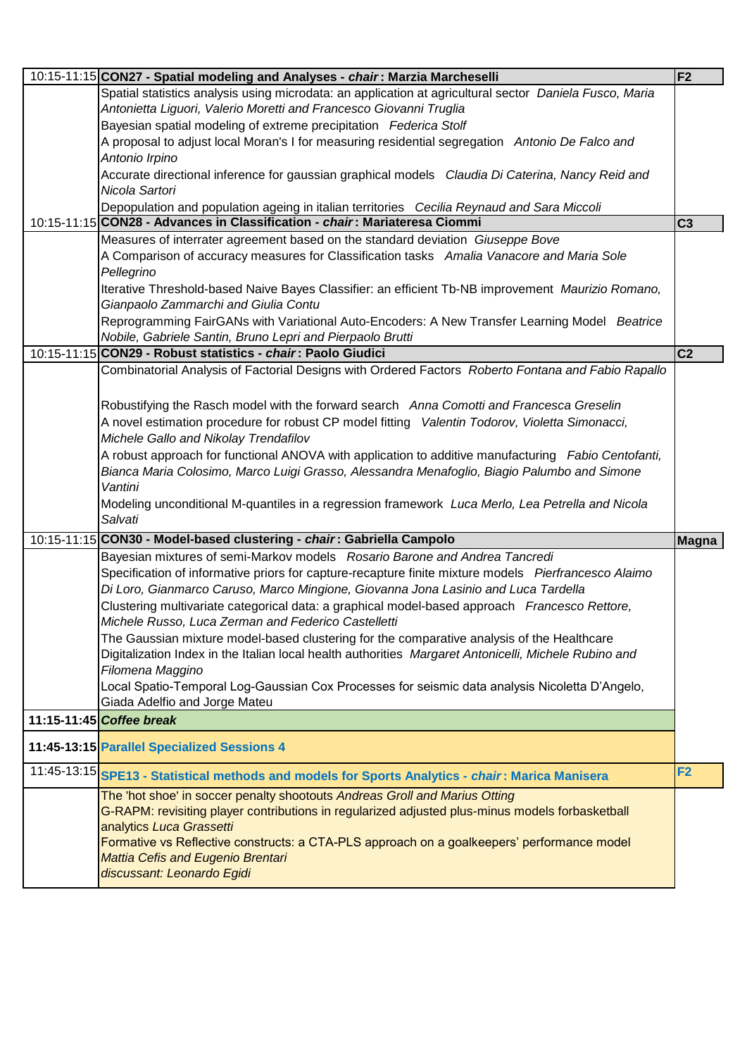| Time | Session / Paper | Room |
|---|---|---|
| 10:15-11:15 | **CON27 - Spatial modeling and Analyses - *chair*: Marzia Marcheselli** | **F2** |
| | Spatial statistics analysis using microdata: an application at agricultural sector *Daniela Fusco, Maria Antonietta Liguori, Valerio Moretti and Francesco Giovanni Truglia* | |
| | Bayesian spatial modeling of extreme precipitation *Federica Stolf* | |
| | A proposal to adjust local Moran's I for measuring residential segregation *Antonio De Falco and Antonio Irpino* | |
| | Accurate directional inference for gaussian graphical models *Claudia Di Caterina, Nancy Reid and Nicola Sartori* | |
| | Depopulation and population ageing in italian territories *Cecilia Reynaud and Sara Miccoli* | |
| 10:15-11:15 | **CON28 - Advances in Classification - *chair*: Mariateresa Ciommi** | **C3** |
| | Measures of interrater agreement based on the standard deviation *Giuseppe Bove* | |
| | A Comparison of accuracy measures for Classification tasks *Amalia Vanacore and Maria Sole Pellegrino* | |
| | Iterative Threshold-based Naive Bayes Classifier: an efficient Tb-NB improvement *Maurizio Romano, Gianpaolo Zammarchi and Giulia Contu* | |
| | Reprogramming FairGANs with Variational Auto-Encoders: A New Transfer Learning Model *Beatrice Nobile, Gabriele Santin, Bruno Lepri and Pierpaolo Brutti* | |
| 10:15-11:15 | **CON29 - Robust statistics - *chair*: Paolo Giudici** | **C2** |
| | Combinatorial Analysis of Factorial Designs with Ordered Factors *Roberto Fontana and Fabio Rapallo* | |
| | Robustifying the Rasch model with the forward search *Anna Comotti and Francesca Greselin* | |
| | A novel estimation procedure for robust CP model fitting *Valentin Todorov, Violetta Simonacci, Michele Gallo and Nikolay Trendafilov* | |
| | A robust approach for functional ANOVA with application to additive manufacturing *Fabio Centofanti, Bianca Maria Colosimo, Marco Luigi Grasso, Alessandra Menafoglio, Biagio Palumbo and Simone Vantini* | |
| | Modeling unconditional M-quantiles in a regression framework *Luca Merlo, Lea Petrella and Nicola Salvati* | |
| 10:15-11:15 | **CON30 - Model-based clustering - *chair*: Gabriella Campolo** | **Magna** |
| | Bayesian mixtures of semi-Markov models *Rosario Barone and Andrea Tancredi* | |
| | Specification of informative priors for capture-recapture finite mixture models *Pierfrancesco Alaimo Di Loro, Gianmarco Caruso, Marco Mingione, Giovanna Jona Lasinio and Luca Tardella* | |
| | Clustering multivariate categorical data: a graphical model-based approach *Francesco Rettore, Michele Russo, Luca Zerman and Federico Castelletti* | |
| | The Gaussian mixture model-based clustering for the comparative analysis of the Healthcare Digitalization Index in the Italian local health authorities *Margaret Antonicelli, Michele Rubino and Filomena Maggino* | |
| | Local Spatio-Temporal Log-Gaussian Cox Processes for seismic data analysis Nicoletta D'Angelo, Giada Adelfio and Jorge Mateu | |
| **11:15-11:45** | ***Coffee break*** | |
| **11:45-13:15** | **Parallel Specialized Sessions 4** | |
| 11:45-13:15 | **SPE13 - Statistical methods and models for Sports Analytics - *chair*: Marica Manisera** | **F2** |
| | The 'hot shoe' in soccer penalty shootouts *Andreas Groll and Marius Otting* | |
| | G-RAPM: revisiting player contributions in regularized adjusted plus-minus models forbasketball analytics *Luca Grassetti* | |
| | Formative vs Reflective constructs: a CTA-PLS approach on a goalkeepers' performance model *Mattia Cefis and Eugenio Brentari* | |
| | *discussant: Leonardo Egidi* | |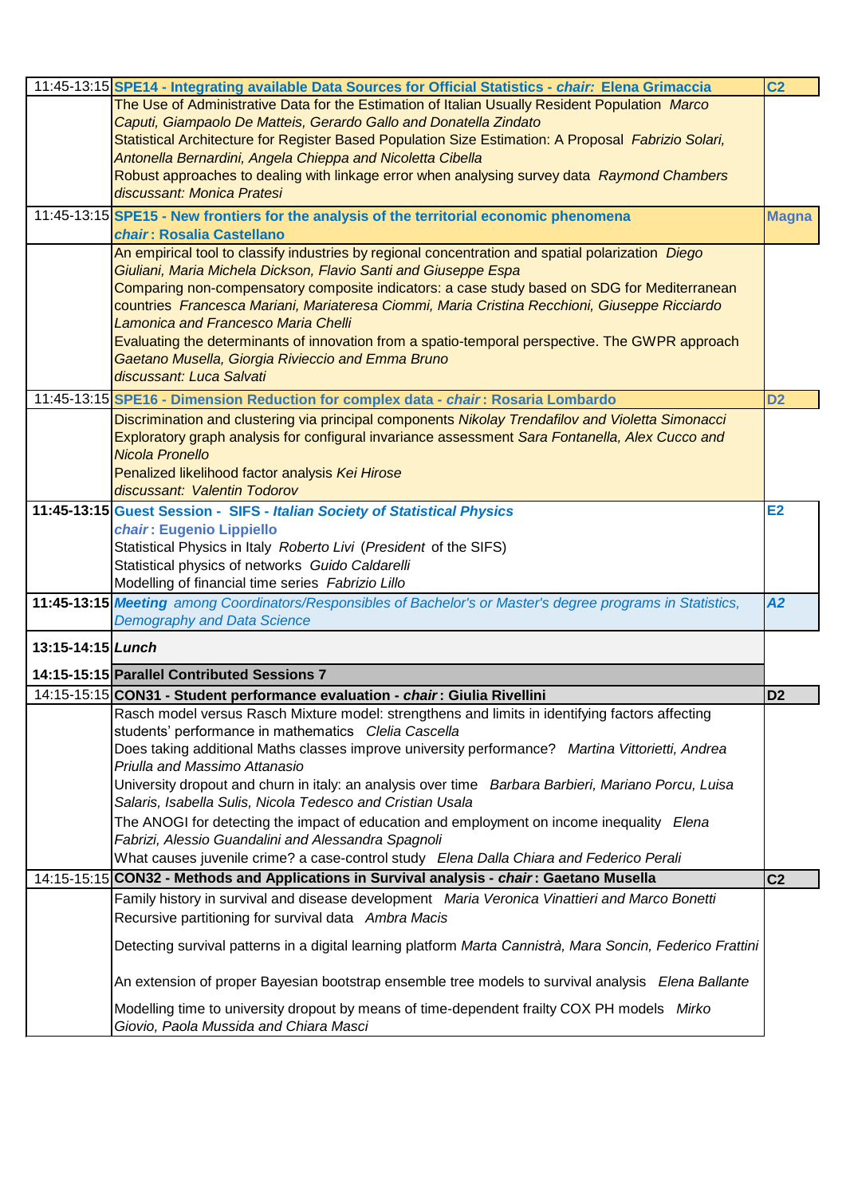| Time | Session | Room |
|---|---|---|
| 11:45-13:15 | **SPE14 - Integrating available Data Sources for Official Statistics - *chair:* Elena Grimaccia** | **C2** |
| | The Use of Administrative Data for the Estimation of Italian Usually Resident Population *Marco Caputi, Giampaolo De Matteis, Gerardo Gallo and Donatella Zindato*<br>Statistical Architecture for Register Based Population Size Estimation: A Proposal *Fabrizio Solari, Antonella Bernardini, Angela Chieppa and Nicoletta Cibella*<br>Robust approaches to dealing with linkage error when analysing survey data *Raymond Chambers*<br>*discussant: Monica Pratesi* | |
| 11:45-13:15 | **SPE15 - New frontiers for the analysis of the territorial economic phenomena**<br>***chair*: Rosalia Castellano** | **Magna** |
| | An empirical tool to classify industries by regional concentration and spatial polarization *Diego Giuliani, Maria Michela Dickson, Flavio Santi and Giuseppe Espa*<br>Comparing non-compensatory composite indicators: a case study based on SDG for Mediterranean countries *Francesca Mariani, Mariateresa Ciommi, Maria Cristina Recchioni, Giuseppe Ricciardo Lamonica and Francesco Maria Chelli*<br>Evaluating the determinants of innovation from a spatio-temporal perspective. The GWPR approach *Gaetano Musella, Giorgia Rivieccio and Emma Bruno*<br>*discussant: Luca Salvati* | |
| 11:45-13:15 | **SPE16 - Dimension Reduction for complex data - *chair*: Rosaria Lombardo** | **D2** |
| | Discrimination and clustering via principal components *Nikolay Trendafilov and Violetta Simonacci*<br>Exploratory graph analysis for configural invariance assessment *Sara Fontanella, Alex Cucco and Nicola Pronello*<br>Penalized likelihood factor analysis *Kei Hirose*<br>*discussant: Valentin Todorov* | |
| **11:45-13:15** | **Guest Session - SIFS - *Italian Society of Statistical Physics***<br>***chair*: Eugenio Lippiello**<br>Statistical Physics in Italy *Roberto Livi* (*President* of the SIFS)<br>Statistical physics of networks *Guido Caldarelli*<br>Modelling of financial time series *Fabrizio Lillo* | **E2** |
| **11:45-13:15** | ***Meeting*** *among Coordinators/Responsibles of Bachelor's or Master's degree programs in Statistics, Demography and Data Science* | ***A2*** |
| **13:15-14:15** | ***Lunch*** | |
| **14:15-15:15** | **Parallel Contributed Sessions 7** | |
| 14:15-15:15 | **CON31 - Student performance evaluation - *chair*: Giulia Rivellini** | **D2** |
| | Rasch model versus Rasch Mixture model: strengthens and limits in identifying factors affecting students' performance in mathematics *Clelia Cascella*<br>Does taking additional Maths classes improve university performance? *Martina Vittorietti, Andrea Priulla and Massimo Attanasio*<br>University dropout and churn in italy: an analysis over time *Barbara Barbieri, Mariano Porcu, Luisa Salaris, Isabella Sulis, Nicola Tedesco and Cristian Usala*<br>The ANOGI for detecting the impact of education and employment on income inequality *Elena Fabrizi, Alessio Guandalini and Alessandra Spagnoli*<br>What causes juvenile crime? a case-control study *Elena Dalla Chiara and Federico Perali* | |
| 14:15-15:15 | **CON32 - Methods and Applications in Survival analysis - *chair*: Gaetano Musella** | **C2** |
| | Family history in survival and disease development *Maria Veronica Vinattieri and Marco Bonetti*<br>Recursive partitioning for survival data *Ambra Macis*<br>Detecting survival patterns in a digital learning platform *Marta Cannistrà, Mara Soncin, Federico Frattini*<br>An extension of proper Bayesian bootstrap ensemble tree models to survival analysis *Elena Ballante*<br>Modelling time to university dropout by means of time-dependent frailty COX PH models *Mirko Giovio, Paola Mussida and Chiara Masci* | |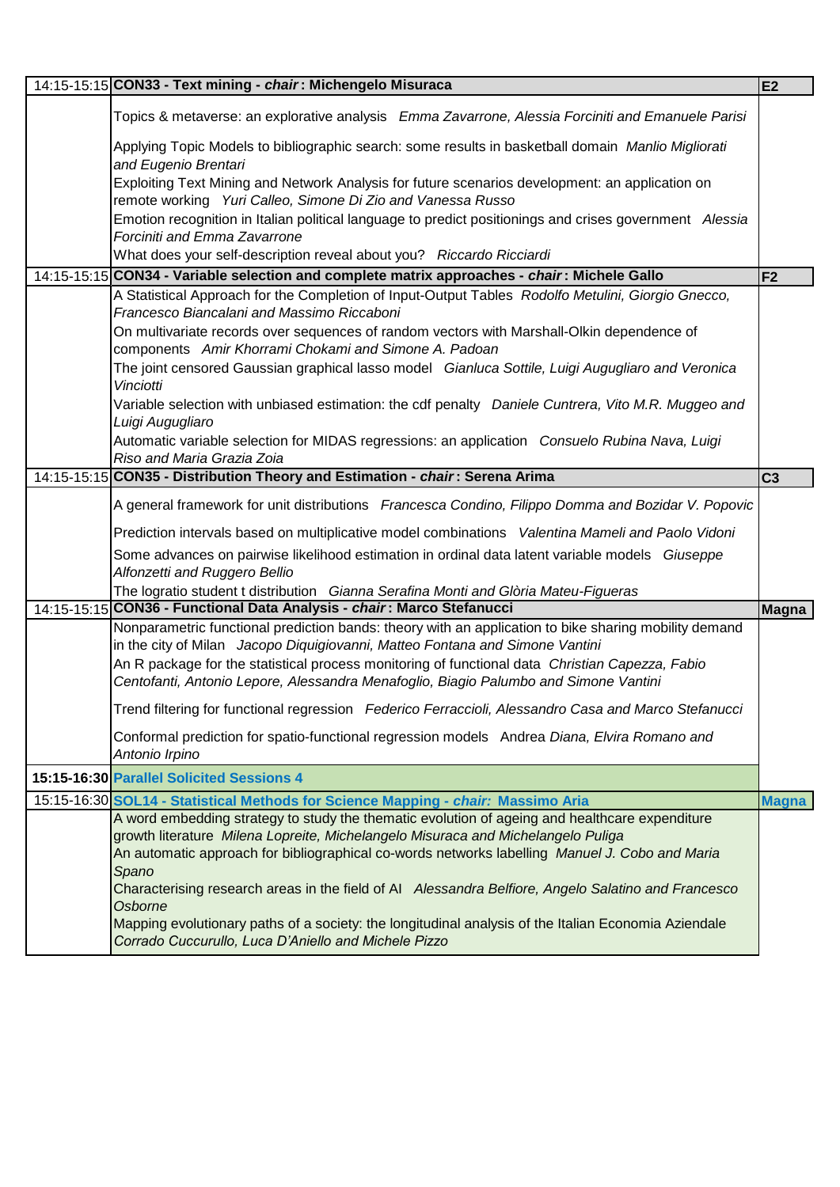| | | |
|---|---|---|
| 14:15-15:15 | **CON33 - Text mining - *chair*: Michengelo Misuraca** | **E2** |
| | Topics & metaverse: an explorative analysis *Emma Zavarrone, Alessia Forciniti and Emanuele Parisi* | |
| | Applying Topic Models to bibliographic search: some results in basketball domain *Manlio Migliorati and Eugenio Brentari* | |
| | Exploiting Text Mining and Network Analysis for future scenarios development: an application on remote working *Yuri Calleo, Simone Di Zio and Vanessa Russo* | |
| | Emotion recognition in Italian political language to predict positionings and crises government *Alessia Forciniti and Emma Zavarrone* | |
| | What does your self-description reveal about you? *Riccardo Ricciardi* | |
| 14:15-15:15 | **CON34 - Variable selection and complete matrix approaches - *chair*: Michele Gallo** | **F2** |
| | A Statistical Approach for the Completion of Input-Output Tables *Rodolfo Metulini, Giorgio Gnecco, Francesco Biancalani and Massimo Riccaboni* | |
| | On multivariate records over sequences of random vectors with Marshall-Olkin dependence of components *Amir Khorrami Chokami and Simone A. Padoan* | |
| | The joint censored Gaussian graphical lasso model *Gianluca Sottile, Luigi Augugliaro and Veronica Vinciotti* | |
| | Variable selection with unbiased estimation: the cdf penalty *Daniele Cuntrera, Vito M.R. Muggeo and Luigi Augugliaro* | |
| | Automatic variable selection for MIDAS regressions: an application *Consuelo Rubina Nava, Luigi Riso and Maria Grazia Zoia* | |
| 14:15-15:15 | **CON35 - Distribution Theory and Estimation - *chair*: Serena Arima** | **C3** |
| | A general framework for unit distributions *Francesca Condino, Filippo Domma and Bozidar V. Popovic* | |
| | Prediction intervals based on multiplicative model combinations *Valentina Mameli and Paolo Vidoni* | |
| | Some advances on pairwise likelihood estimation in ordinal data latent variable models *Giuseppe Alfonzetti and Ruggero Bellio* | |
| | The logratio student t distribution *Gianna Serafina Monti and Glòria Mateu-Figueras* | |
| 14:15-15:15 | **CON36 - Functional Data Analysis - *chair*: Marco Stefanucci** | **Magna** |
| | Nonparametric functional prediction bands: theory with an application to bike sharing mobility demand in the city of Milan *Jacopo Diquigiovanni, Matteo Fontana and Simone Vantini* | |
| | An R package for the statistical process monitoring of functional data *Christian Capezza, Fabio Centofanti, Antonio Lepore, Alessandra Menafoglio, Biagio Palumbo and Simone Vantini* | |
| | Trend filtering for functional regression *Federico Ferraccioli, Alessandro Casa and Marco Stefanucci* | |
| | Conformal prediction for spatio-functional regression models Andrea *Diana, Elvira Romano and Antonio Irpino* | |
| **15:15-16:30** | **Parallel Solicited Sessions 4** | |
| 15:15-16:30 | **SOL14 - Statistical Methods for Science Mapping - *chair:* Massimo Aria** | **Magna** |
| | A word embedding strategy to study the thematic evolution of ageing and healthcare expenditure growth literature *Milena Lopreite, Michelangelo Misuraca and Michelangelo Puliga* | |
| | An automatic approach for bibliographical co-words networks labelling *Manuel J. Cobo and Maria Spano* | |
| | Characterising research areas in the field of AI *Alessandra Belfiore, Angelo Salatino and Francesco Osborne* | |
| | Mapping evolutionary paths of a society: the longitudinal analysis of the Italian Economia Aziendale *Corrado Cuccurullo, Luca D'Aniello and Michele Pizzo* | |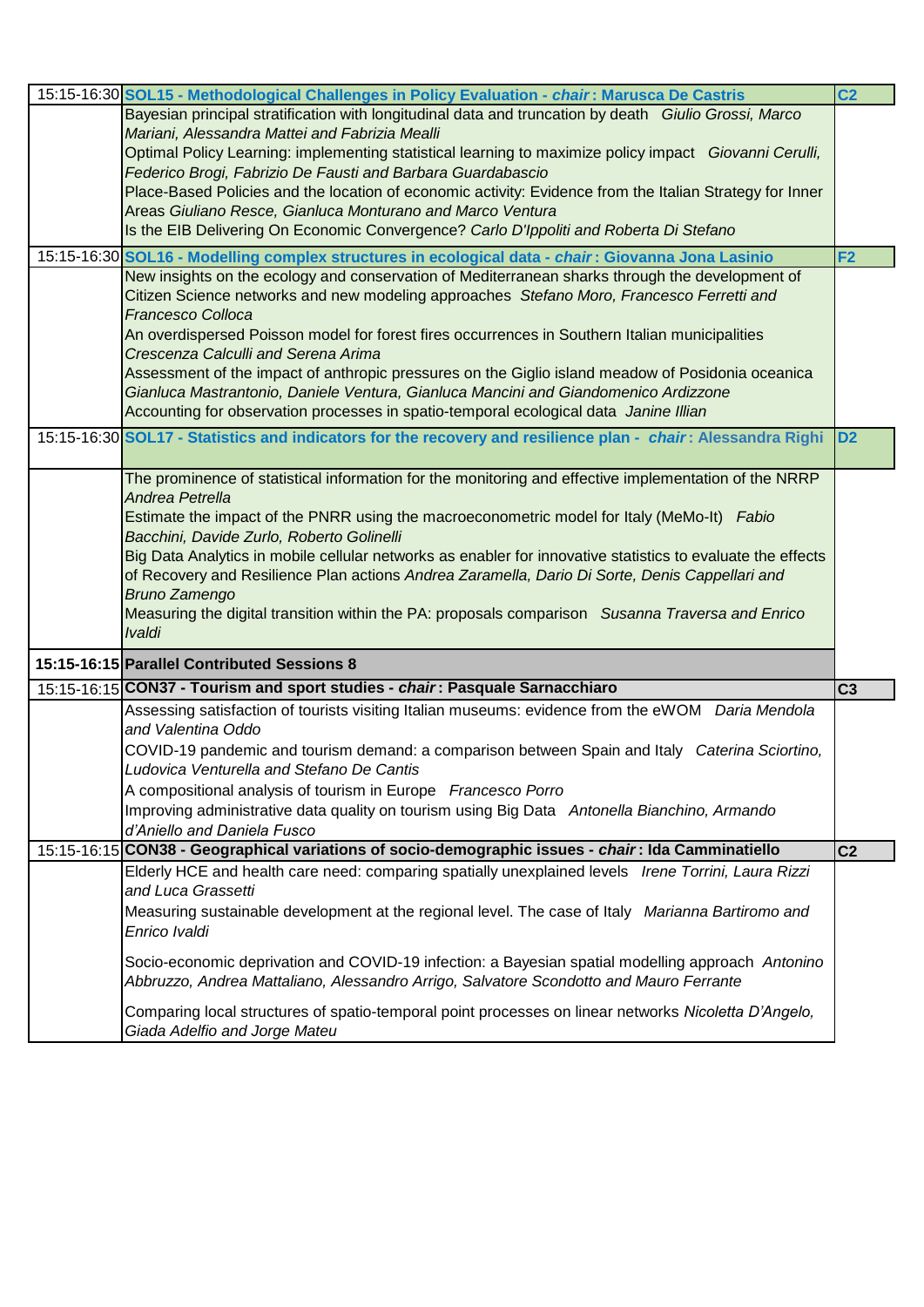| | | |
|---|---|---|
| 15:15-16:30 | **SOL15 - Methodological Challenges in Policy Evaluation - *chair* : Marusca De Castris** | **C2** |
| | Bayesian principal stratification with longitudinal data and truncation by death *Giulio Grossi, Marco Mariani, Alessandra Mattei and Fabrizia Mealli*<br>Optimal Policy Learning: implementing statistical learning to maximize policy impact *Giovanni Cerulli, Federico Brogi, Fabrizio De Fausti and Barbara Guardabascio*<br>Place-Based Policies and the location of economic activity: Evidence from the Italian Strategy for Inner Areas *Giuliano Resce, Gianluca Monturano and Marco Ventura*<br>Is the EIB Delivering On Economic Convergence? *Carlo D'Ippoliti and Roberta Di Stefano* | |
| 15:15-16:30 | **SOL16 - Modelling complex structures in ecological data - *chair* : Giovanna Jona Lasinio** | **F2** |
| | New insights on the ecology and conservation of Mediterranean sharks through the development of Citizen Science networks and new modeling approaches *Stefano Moro, Francesco Ferretti and Francesco Colloca*<br>An overdispersed Poisson model for forest fires occurrences in Southern Italian municipalities *Crescenza Calculli and Serena Arima*<br>Assessment of the impact of anthropic pressures on the Giglio island meadow of Posidonia oceanica *Gianluca Mastrantonio, Daniele Ventura, Gianluca Mancini and Giandomenico Ardizzone*<br>Accounting for observation processes in spatio-temporal ecological data *Janine Illian* | |
| 15:15-16:30 | **SOL17 - Statistics and indicators for the recovery and resilience plan - *chair* : Alessandra Righi** | **D2** |
| | The prominence of statistical information for the monitoring and effective implementation of the NRRP *Andrea Petrella*<br>Estimate the impact of the PNRR using the macroeconometric model for Italy (MeMo-It) *Fabio Bacchini, Davide Zurlo, Roberto Golinelli*<br>Big Data Analytics in mobile cellular networks as enabler for innovative statistics to evaluate the effects of Recovery and Resilience Plan actions *Andrea Zaramella, Dario Di Sorte, Denis Cappellari and Bruno Zamengo*<br>Measuring the digital transition within the PA: proposals comparison *Susanna Traversa and Enrico Ivaldi* | |
| **15:15-16:15** | **Parallel Contributed Sessions 8** | |
| 15:15-16:15 | **CON37 - Tourism and sport studies - *chair* : Pasquale Sarnacchiaro** | **C3** |
| | Assessing satisfaction of tourists visiting Italian museums: evidence from the eWOM *Daria Mendola and Valentina Oddo*<br>COVID-19 pandemic and tourism demand: a comparison between Spain and Italy *Caterina Sciortino, Ludovica Venturella and Stefano De Cantis*<br>A compositional analysis of tourism in Europe *Francesco Porro*<br>Improving administrative data quality on tourism using Big Data *Antonella Bianchino, Armando d'Aniello and Daniela Fusco* | |
| 15:15-16:15 | **CON38 - Geographical variations of socio-demographic issues - *chair* : Ida Camminatiello** | **C2** |
| | Elderly HCE and health care need: comparing spatially unexplained levels *Irene Torrini, Laura Rizzi and Luca Grassetti*<br>Measuring sustainable development at the regional level. The case of Italy *Marianna Bartiromo and Enrico Ivaldi*<br>Socio-economic deprivation and COVID-19 infection: a Bayesian spatial modelling approach *Antonino Abbruzzo, Andrea Mattaliano, Alessandro Arrigo, Salvatore Scondotto and Mauro Ferrante*<br>Comparing local structures of spatio-temporal point processes on linear networks *Nicoletta D'Angelo, Giada Adelfio and Jorge Mateu* | |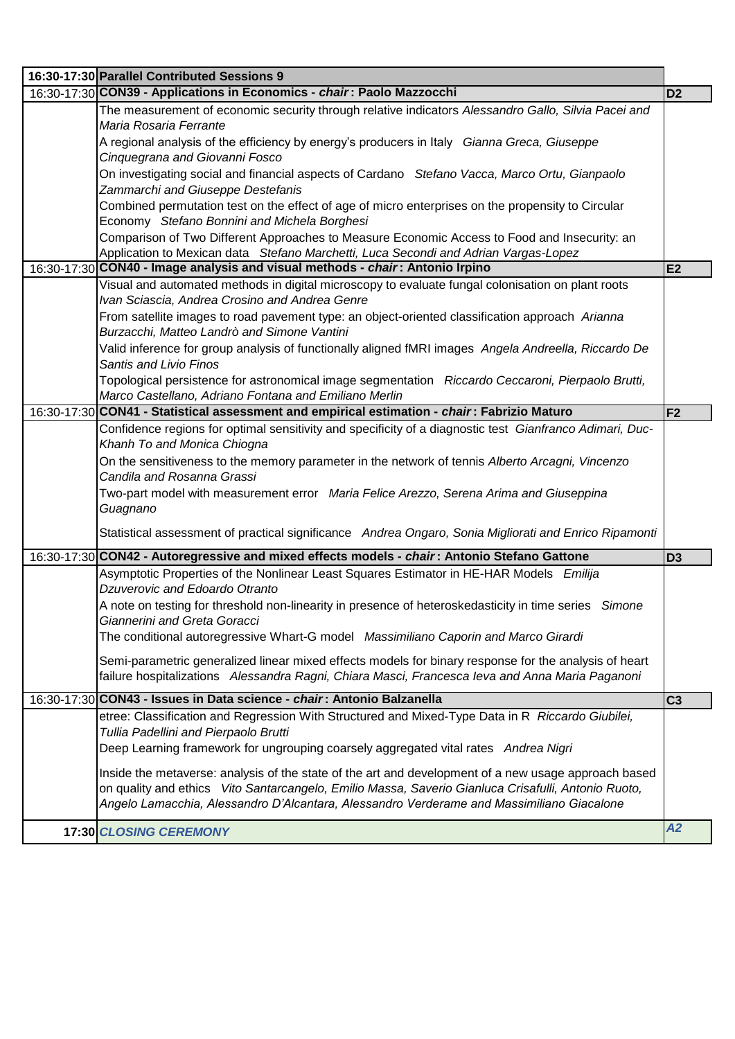| | | |
|---|---|---|
| **16:30-17:30** | **Parallel Contributed Sessions 9** | |
| 16:30-17:30 | **CON39 - Applications in Economics - *chair*: Paolo Mazzocchi** | **D2** |
| | The measurement of economic security through relative indicators *Alessandro Gallo, Silvia Pacei and Maria Rosaria Ferrante* | |
| | A regional analysis of the efficiency by energy's producers in Italy *Gianna Greca, Giuseppe Cinquegrana and Giovanni Fosco* | |
| | On investigating social and financial aspects of Cardano *Stefano Vacca, Marco Ortu, Gianpaolo Zammarchi and Giuseppe Destefanis* | |
| | Combined permutation test on the effect of age of micro enterprises on the propensity to Circular Economy *Stefano Bonnini and Michela Borghesi* | |
| | Comparison of Two Different Approaches to Measure Economic Access to Food and Insecurity: an Application to Mexican data *Stefano Marchetti, Luca Secondi and Adrian Vargas-Lopez* | |
| 16:30-17:30 | **CON40 - Image analysis and visual methods - *chair*: Antonio Irpino** | **E2** |
| | Visual and automated methods in digital microscopy to evaluate fungal colonisation on plant roots *Ivan Sciascia, Andrea Crosino and Andrea Genre* | |
| | From satellite images to road pavement type: an object-oriented classification approach *Arianna Burzacchi, Matteo Landrò and Simone Vantini* | |
| | Valid inference for group analysis of functionally aligned fMRI images *Angela Andreella, Riccardo De Santis and Livio Finos* | |
| | Topological persistence for astronomical image segmentation *Riccardo Ceccaroni, Pierpaolo Brutti, Marco Castellano, Adriano Fontana and Emiliano Merlin* | |
| 16:30-17:30 | **CON41 - Statistical assessment and empirical estimation - *chair*: Fabrizio Maturo** | **F2** |
| | Confidence regions for optimal sensitivity and specificity of a diagnostic test *Gianfranco Adimari, Duc-Khanh To and Monica Chiogna* | |
| | On the sensitiveness to the memory parameter in the network of tennis *Alberto Arcagni, Vincenzo Candila and Rosanna Grassi* | |
| | Two-part model with measurement error *Maria Felice Arezzo, Serena Arima and Giuseppina Guagnano* | |
| | Statistical assessment of practical significance *Andrea Ongaro, Sonia Migliorati and Enrico Ripamonti* | |
| 16:30-17:30 | **CON42 - Autoregressive and mixed effects models - *chair*: Antonio Stefano Gattone** | **D3** |
| | Asymptotic Properties of the Nonlinear Least Squares Estimator in HE-HAR Models *Emilija Dzuverovic and Edoardo Otranto* | |
| | A note on testing for threshold non-linearity in presence of heteroskedasticity in time series *Simone Giannerini and Greta Goracci* | |
| | The conditional autoregressive Whart-G model *Massimiliano Caporin and Marco Girardi* | |
| | Semi-parametric generalized linear mixed effects models for binary response for the analysis of heart failure hospitalizations *Alessandra Ragni, Chiara Masci, Francesca Ieva and Anna Maria Paganoni* | |
| 16:30-17:30 | **CON43 - Issues in Data science - *chair*: Antonio Balzanella** | **C3** |
| | etree: Classification and Regression With Structured and Mixed-Type Data in R *Riccardo Giubilei, Tullia Padellini and Pierpaolo Brutti* | |
| | Deep Learning framework for ungrouping coarsely aggregated vital rates *Andrea Nigri* | |
| | Inside the metaverse: analysis of the state of the art and development of a new usage approach based on quality and ethics *Vito Santarcangelo, Emilio Massa, Saverio Gianluca Crisafulli, Antonio Ruoto, Angelo Lamacchia, Alessandro D'Alcantara, Alessandro Verderame and Massimiliano Giacalone* | |
| **17:30** | ***CLOSING CEREMONY*** | ***A2*** |